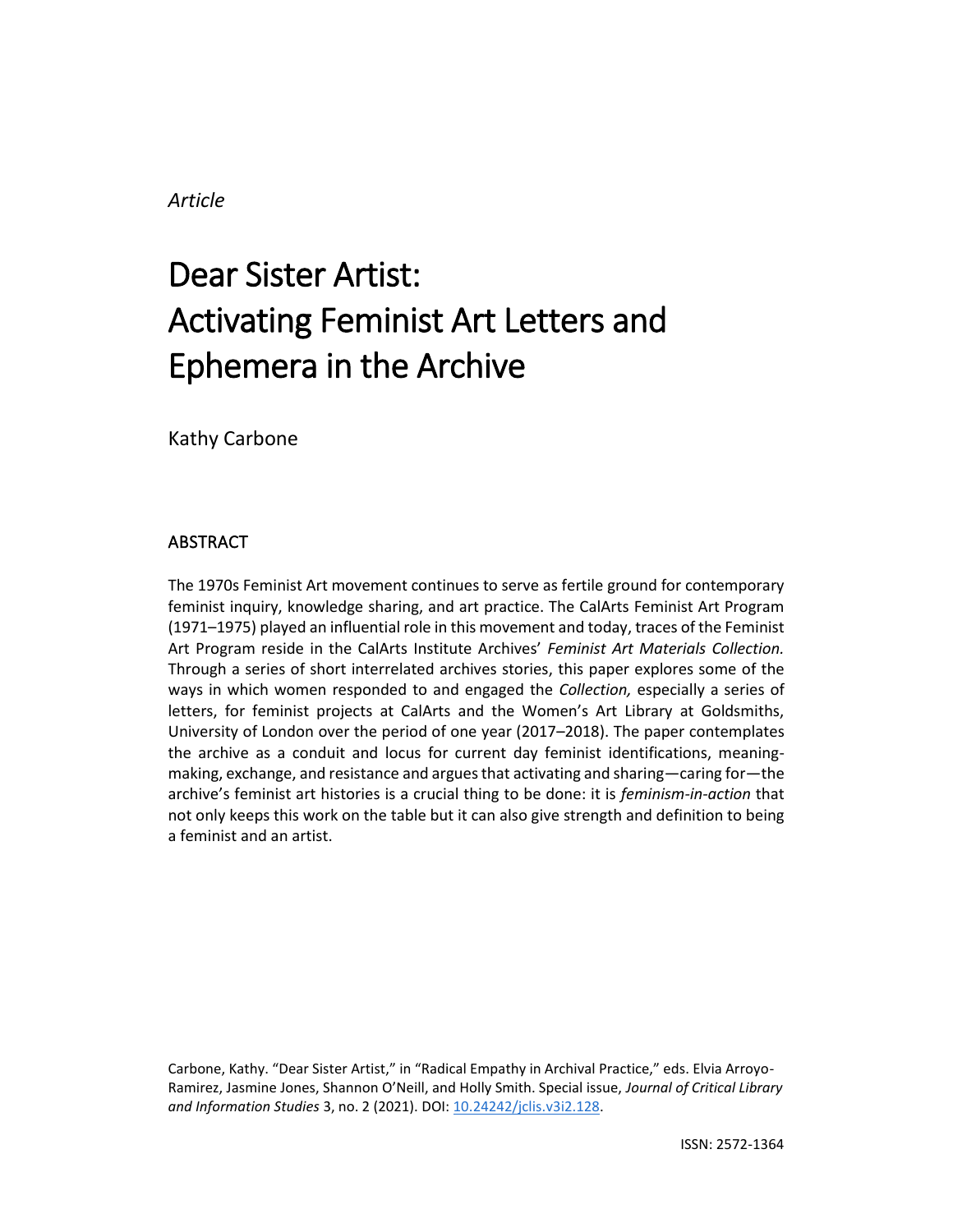*Article*

# Dear Sister Artist: Activating Feminist Art Letters and Ephemera in the Archive

Kathy Carbone

## ABSTRACT

The 1970s Feminist Art movement continues to serve as fertile ground for contemporary feminist inquiry, knowledge sharing, and art practice. The CalArts Feminist Art Program (1971–1975) played an influential role in this movement and today, traces of the Feminist Art Program reside in the CalArts Institute Archives' *Feminist Art Materials Collection.* Through a series of short interrelated archives stories, this paper explores some of the ways in which women responded to and engaged the *Collection,* especially a series of letters, for feminist projects at CalArts and the Women's Art Library at Goldsmiths, University of London over the period of one year (2017–2018). The paper contemplates the archive as a conduit and locus for current day feminist identifications, meaning-making, exchange, and resistance and argues that activating and sharing—caring for—the archive's feminist art histories is a crucial thing to be done: it is *feminism-in-action* that not only keeps this work on the table but it can also give strength and definition to being a feminist and an artist.

Carbone, Kathy. "Dear Sister Artist," in "Radical Empathy in Archival Practice," eds. Elvia Arroyo-Ramirez, Jasmine Jones, Shannon O'Neill, and Holly Smith. Special issue, *Journal of Critical Library and Information Studies* 3, no. 2 (2021). DOI: [10.24242/jclis.v3i2.128](https://doi.org/10.24242/jclis.v3i2.128).

ISSN: 2572-1364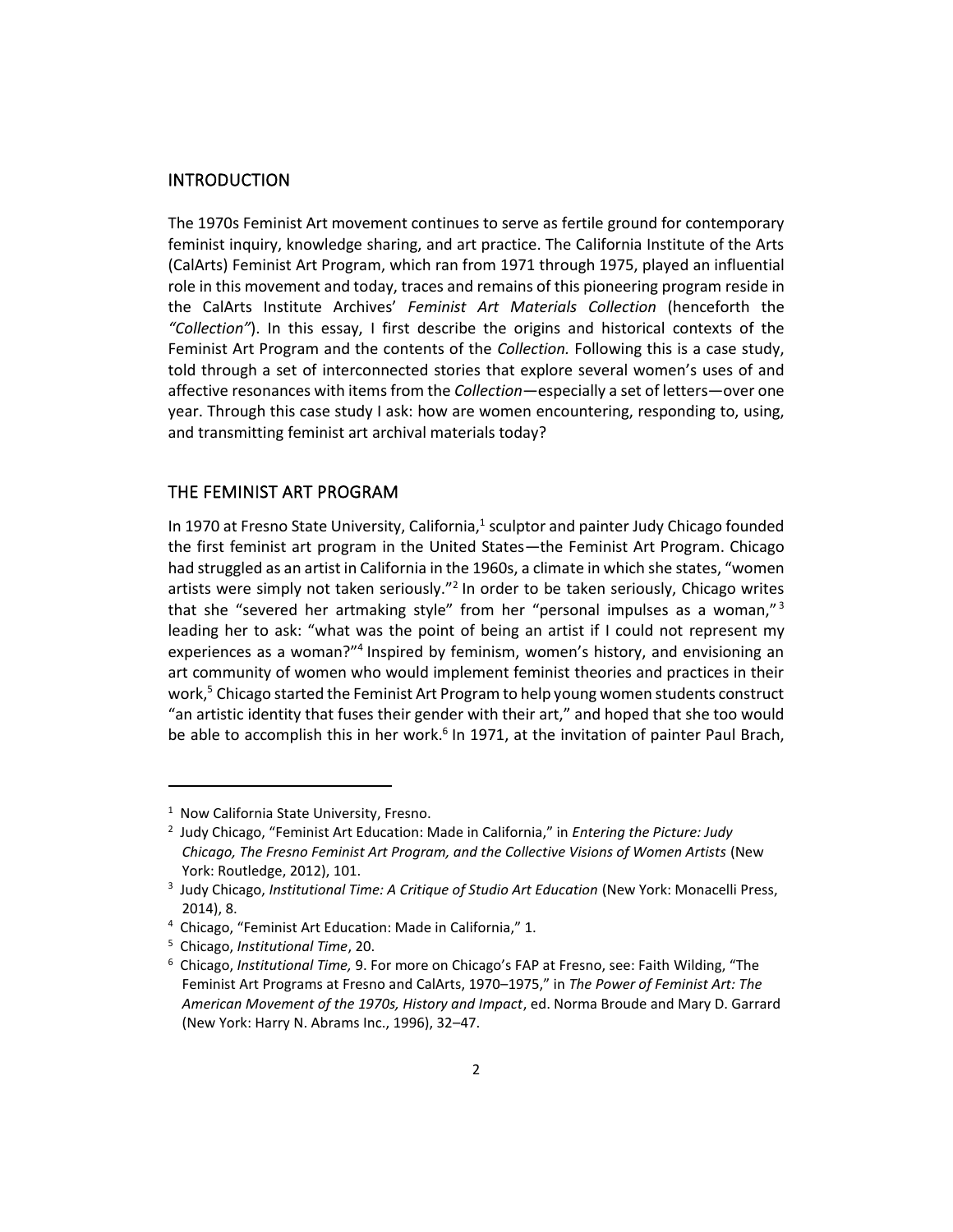## INTRODUCTION

The 1970s Feminist Art movement continues to serve as fertile ground for contemporary feminist inquiry, knowledge sharing, and art practice. The California Institute of the Arts (CalArts) Feminist Art Program, which ran from 1971 through 1975, played an influential role in this movement and today, traces and remains of this pioneering program reside in the CalArts Institute Archives' *Feminist Art Materials Collection* (henceforth the *"Collection"*). In this essay, I first describe the origins and historical contexts of the Feminist Art Program and the contents of the *Collection.* Following this is a case study, told through a set of interconnected stories that explore several women's uses of and affective resonances with items from the *Collection*—especially a set of letters—over one year. Through this case study I ask: how are women encountering, responding to, using, and transmitting feminist art archival materials today?

## THE FEMINIST ART PROGRAM

In 1970 at Fresno State University, California,[1] sculptor and painter Judy Chicago founded the first feminist art program in the United States—the Feminist Art Program. Chicago had struggled as an artist in California in the 1960s, a climate in which she states, "women artists were simply not taken seriously."[2] In order to be taken seriously, Chicago writes that she "severed her artmaking style" from her "personal impulses as a woman,"[3] leading her to ask: "what was the point of being an artist if I could not represent my experiences as a woman?"[4] Inspired by feminism, women's history, and envisioning an art community of women who would implement feminist theories and practices in their work,[5] Chicago started the Feminist Art Program to help young women students construct "an artistic identity that fuses their gender with their art," and hoped that she too would be able to accomplish this in her work.[6] In 1971, at the invitation of painter Paul Brach,

---

[1] Now California State University, Fresno.

[2] Judy Chicago, "Feminist Art Education: Made in California," in *Entering the Picture: Judy Chicago, The Fresno Feminist Art Program, and the Collective Visions of Women Artists* (New York: Routledge, 2012), 101.

[3] Judy Chicago, *Institutional Time: A Critique of Studio Art Education* (New York: Monacelli Press, 2014), 8.

[4] Chicago, "Feminist Art Education: Made in California," 1.

[5] Chicago, *Institutional Time*, 20.

[6] Chicago, *Institutional Time,* 9. For more on Chicago's FAP at Fresno, see: Faith Wilding, "The Feminist Art Programs at Fresno and CalArts, 1970–1975," in *The Power of Feminist Art: The American Movement of the 1970s, History and Impact*, ed. Norma Broude and Mary D. Garrard (New York: Harry N. Abrams Inc., 1996), 32–47.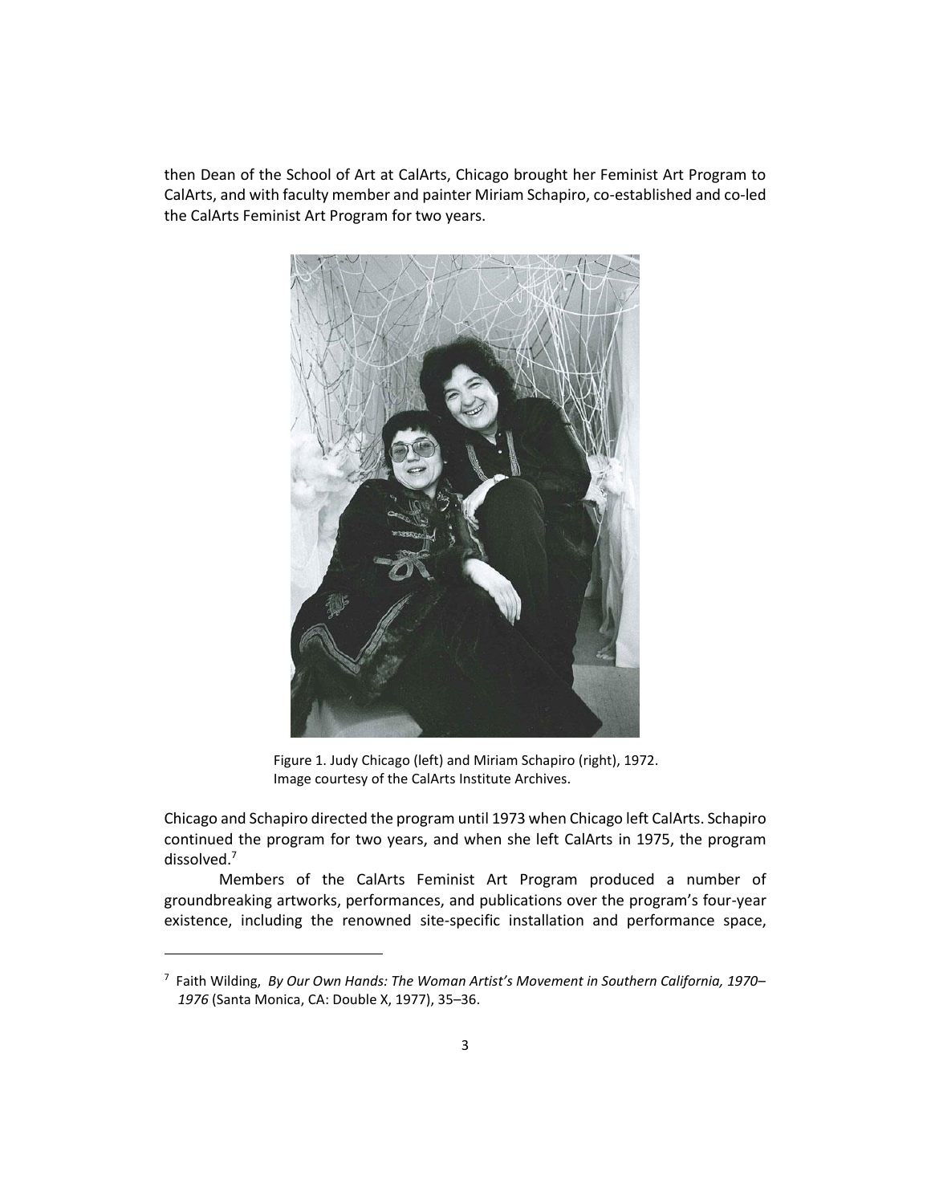then Dean of the School of Art at CalArts, Chicago brought her Feminist Art Program to CalArts, and with faculty member and painter Miriam Schapiro, co-established and co-led the CalArts Feminist Art Program for two years.

Figure 1. Judy Chicago (left) and Miriam Schapiro (right), 1972. Image courtesy of the CalArts Institute Archives.

Chicago and Schapiro directed the program until 1973 when Chicago left CalArts. Schapiro continued the program for two years, and when she left CalArts in 1975, the program dissolved.[7]

Members of the CalArts Feminist Art Program produced a number of groundbreaking artworks, performances, and publications over the program's four-year existence, including the renowned site-specific installation and performance space,

---

[7] Faith Wilding, *By Our Own Hands: The Woman Artist's Movement in Southern California, 1970–1976* (Santa Monica, CA: Double X, 1977), 35–36.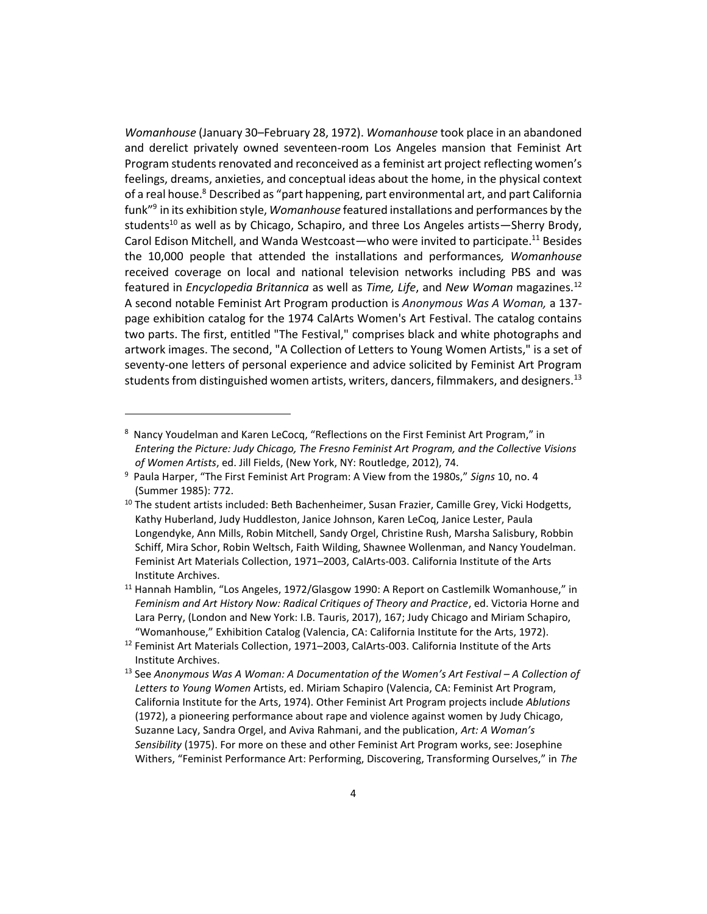*Womanhouse* (January 30–February 28, 1972). *Womanhouse* took place in an abandoned and derelict privately owned seventeen-room Los Angeles mansion that Feminist Art Program students renovated and reconceived as a feminist art project reflecting women's feelings, dreams, anxieties, and conceptual ideas about the home, in the physical context of a real house.[8] Described as "part happening, part environmental art, and part California funk"[9] in its exhibition style, *Womanhouse* featured installations and performances by the students[10] as well as by Chicago, Schapiro, and three Los Angeles artists—Sherry Brody, Carol Edison Mitchell, and Wanda Westcoast—who were invited to participate.[11] Besides the 10,000 people that attended the installations and performances*, Womanhouse* received coverage on local and national television networks including PBS and was featured in *Encyclopedia Britannica* as well as *Time, Life*, and *New Woman* magazines.[12] A second notable Feminist Art Program production is *Anonymous Was A Woman,* a 137-page exhibition catalog for the 1974 CalArts Women's Art Festival. The catalog contains two parts. The first, entitled "The Festival," comprises black and white photographs and artwork images. The second, "A Collection of Letters to Young Women Artists," is a set of seventy-one letters of personal experience and advice solicited by Feminist Art Program students from distinguished women artists, writers, dancers, filmmakers, and designers.[13]

---

[8] Nancy Youdelman and Karen LeCocq, "Reflections on the First Feminist Art Program," in *Entering the Picture: Judy Chicago, The Fresno Feminist Art Program, and the Collective Visions of Women Artists*, ed. Jill Fields, (New York, NY: Routledge, 2012), 74.

[9] Paula Harper, "The First Feminist Art Program: A View from the 1980s," *Signs* 10, no. 4 (Summer 1985): 772.

[10] The student artists included: Beth Bachenheimer, Susan Frazier, Camille Grey, Vicki Hodgetts, Kathy Huberland, Judy Huddleston, Janice Johnson, Karen LeCoq, Janice Lester, Paula Longendyke, Ann Mills, Robin Mitchell, Sandy Orgel, Christine Rush, Marsha Salisbury, Robbin Schiff, Mira Schor, Robin Weltsch, Faith Wilding, Shawnee Wollenman, and Nancy Youdelman. Feminist Art Materials Collection, 1971–2003, CalArts-003. California Institute of the Arts Institute Archives.

[11] Hannah Hamblin, "Los Angeles, 1972/Glasgow 1990: A Report on Castlemilk Womanhouse," in *Feminism and Art History Now: Radical Critiques of Theory and Practice*, ed. Victoria Horne and Lara Perry, (London and New York: I.B. Tauris, 2017), 167; Judy Chicago and Miriam Schapiro, "Womanhouse," Exhibition Catalog (Valencia, CA: California Institute for the Arts, 1972).

[12] Feminist Art Materials Collection, 1971–2003, CalArts-003. California Institute of the Arts Institute Archives.

[13] See *Anonymous Was A Woman: A Documentation of the Women's Art Festival – A Collection of Letters to Young Women* Artists, ed. Miriam Schapiro (Valencia, CA: Feminist Art Program, California Institute for the Arts, 1974). Other Feminist Art Program projects include *Ablutions* (1972), a pioneering performance about rape and violence against women by Judy Chicago, Suzanne Lacy, Sandra Orgel, and Aviva Rahmani, and the publication, *Art: A Woman's Sensibility* (1975). For more on these and other Feminist Art Program works, see: Josephine Withers, "Feminist Performance Art: Performing, Discovering, Transforming Ourselves," in *The*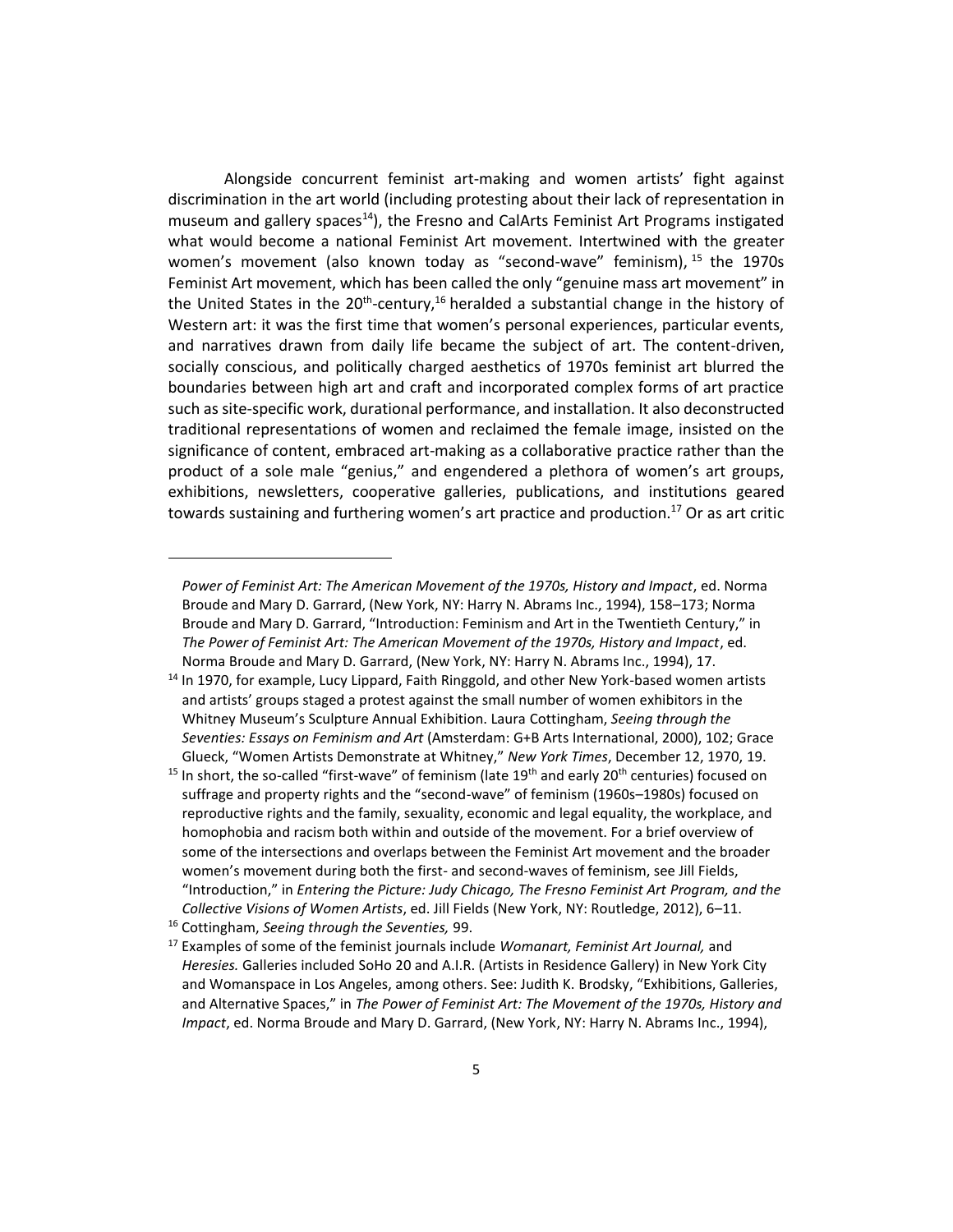Alongside concurrent feminist art-making and women artists' fight against discrimination in the art world (including protesting about their lack of representation in museum and gallery spaces[14]), the Fresno and CalArts Feminist Art Programs instigated what would become a national Feminist Art movement. Intertwined with the greater women's movement (also known today as "second-wave" feminism),[15] the 1970s Feminist Art movement, which has been called the only "genuine mass art movement" in the United States in the 20th-century,[16] heralded a substantial change in the history of Western art: it was the first time that women's personal experiences, particular events, and narratives drawn from daily life became the subject of art. The content-driven, socially conscious, and politically charged aesthetics of 1970s feminist art blurred the boundaries between high art and craft and incorporated complex forms of art practice such as site-specific work, durational performance, and installation. It also deconstructed traditional representations of women and reclaimed the female image, insisted on the significance of content, embraced art-making as a collaborative practice rather than the product of a sole male "genius," and engendered a plethora of women's art groups, exhibitions, newsletters, cooperative galleries, publications, and institutions geared towards sustaining and furthering women's art practice and production.[17] Or as art critic

---

*Power of Feminist Art: The American Movement of the 1970s, History and Impact*, ed. Norma Broude and Mary D. Garrard, (New York, NY: Harry N. Abrams Inc., 1994), 158–173; Norma Broude and Mary D. Garrard, "Introduction: Feminism and Art in the Twentieth Century," in *The Power of Feminist Art: The American Movement of the 1970s, History and Impact*, ed. Norma Broude and Mary D. Garrard, (New York, NY: Harry N. Abrams Inc., 1994), 17.

[14] In 1970, for example, Lucy Lippard, Faith Ringgold, and other New York-based women artists and artists' groups staged a protest against the small number of women exhibitors in the Whitney Museum's Sculpture Annual Exhibition. Laura Cottingham, *Seeing through the Seventies: Essays on Feminism and Art* (Amsterdam: G+B Arts International, 2000), 102; Grace Glueck, "Women Artists Demonstrate at Whitney," *New York Times*, December 12, 1970, 19.

[15] In short, the so-called "first-wave" of feminism (late 19th and early 20th centuries) focused on suffrage and property rights and the "second-wave" of feminism (1960s–1980s) focused on reproductive rights and the family, sexuality, economic and legal equality, the workplace, and homophobia and racism both within and outside of the movement. For a brief overview of some of the intersections and overlaps between the Feminist Art movement and the broader women's movement during both the first- and second-waves of feminism, see Jill Fields, "Introduction," in *Entering the Picture: Judy Chicago, The Fresno Feminist Art Program, and the Collective Visions of Women Artists*, ed. Jill Fields (New York, NY: Routledge, 2012), 6–11.

[16] Cottingham, *Seeing through the Seventies,* 99.

[17] Examples of some of the feminist journals include *Womanart, Feminist Art Journal,* and *Heresies.* Galleries included SoHo 20 and A.I.R. (Artists in Residence Gallery) in New York City and Womanspace in Los Angeles, among others. See: Judith K. Brodsky, "Exhibitions, Galleries, and Alternative Spaces," in *The Power of Feminist Art: The Movement of the 1970s, History and Impact*, ed. Norma Broude and Mary D. Garrard, (New York, NY: Harry N. Abrams Inc., 1994),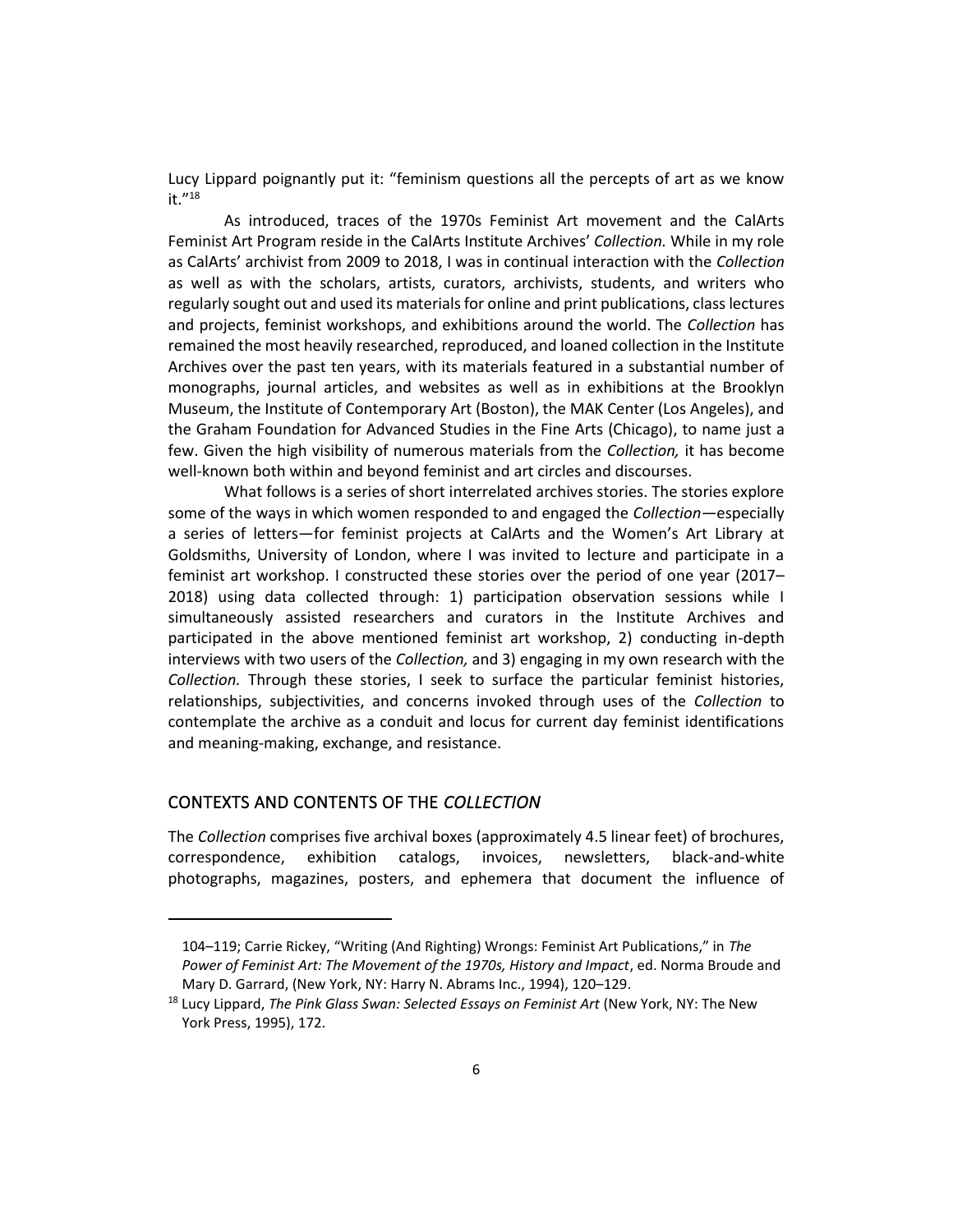Lucy Lippard poignantly put it: "feminism questions all the percepts of art as we know it."[18]

As introduced, traces of the 1970s Feminist Art movement and the CalArts Feminist Art Program reside in the CalArts Institute Archives' *Collection.* While in my role as CalArts' archivist from 2009 to 2018, I was in continual interaction with the *Collection* as well as with the scholars, artists, curators, archivists, students, and writers who regularly sought out and used its materials for online and print publications, class lectures and projects, feminist workshops, and exhibitions around the world. The *Collection* has remained the most heavily researched, reproduced, and loaned collection in the Institute Archives over the past ten years, with its materials featured in a substantial number of monographs, journal articles, and websites as well as in exhibitions at the Brooklyn Museum, the Institute of Contemporary Art (Boston), the MAK Center (Los Angeles), and the Graham Foundation for Advanced Studies in the Fine Arts (Chicago), to name just a few. Given the high visibility of numerous materials from the *Collection,* it has become well-known both within and beyond feminist and art circles and discourses.

What follows is a series of short interrelated archives stories. The stories explore some of the ways in which women responded to and engaged the *Collection*—especially a series of letters—for feminist projects at CalArts and the Women's Art Library at Goldsmiths, University of London, where I was invited to lecture and participate in a feminist art workshop. I constructed these stories over the period of one year (2017–2018) using data collected through: 1) participation observation sessions while I simultaneously assisted researchers and curators in the Institute Archives and participated in the above mentioned feminist art workshop, 2) conducting in-depth interviews with two users of the *Collection,* and 3) engaging in my own research with the *Collection.* Through these stories, I seek to surface the particular feminist histories, relationships, subjectivities, and concerns invoked through uses of the *Collection* to contemplate the archive as a conduit and locus for current day feminist identifications and meaning-making, exchange, and resistance.

## CONTEXTS AND CONTENTS OF THE *COLLECTION*

The *Collection* comprises five archival boxes (approximately 4.5 linear feet) of brochures, correspondence, exhibition catalogs, invoices, newsletters, black-and-white photographs, magazines, posters, and ephemera that document the influence of

---

104–119; Carrie Rickey, "Writing (And Righting) Wrongs: Feminist Art Publications," in *The Power of Feminist Art: The Movement of the 1970s, History and Impact*, ed. Norma Broude and Mary D. Garrard, (New York, NY: Harry N. Abrams Inc., 1994), 120–129.

[18] Lucy Lippard, *The Pink Glass Swan: Selected Essays on Feminist Art* (New York, NY: The New York Press, 1995), 172.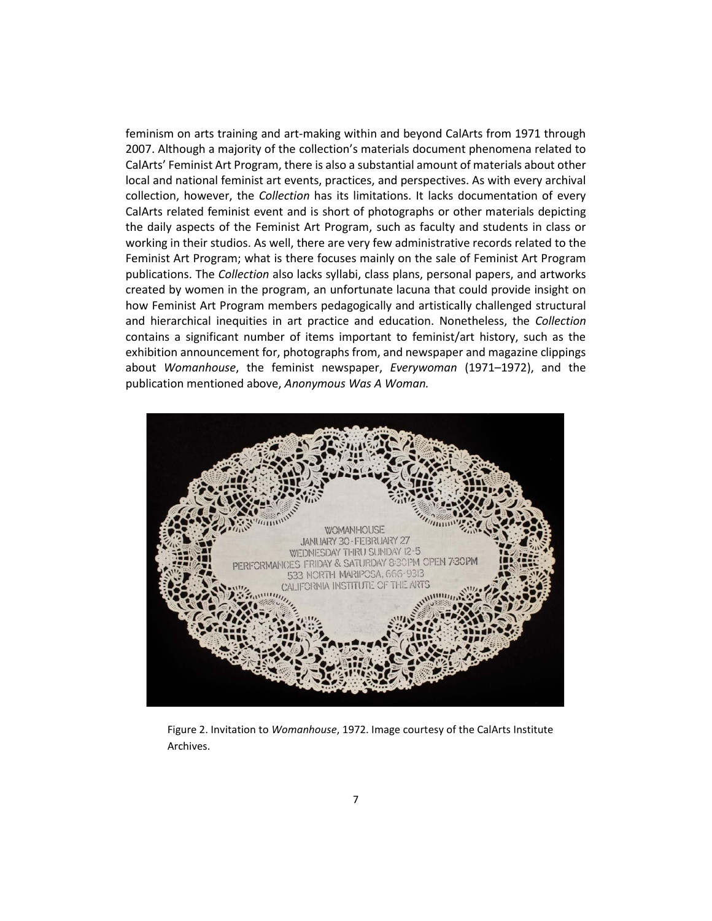feminism on arts training and art-making within and beyond CalArts from 1971 through 2007. Although a majority of the collection's materials document phenomena related to CalArts' Feminist Art Program, there is also a substantial amount of materials about other local and national feminist art events, practices, and perspectives. As with every archival collection, however, the *Collection* has its limitations. It lacks documentation of every CalArts related feminist event and is short of photographs or other materials depicting the daily aspects of the Feminist Art Program, such as faculty and students in class or working in their studios. As well, there are very few administrative records related to the Feminist Art Program; what is there focuses mainly on the sale of Feminist Art Program publications. The *Collection* also lacks syllabi, class plans, personal papers, and artworks created by women in the program, an unfortunate lacuna that could provide insight on how Feminist Art Program members pedagogically and artistically challenged structural and hierarchical inequities in art practice and education. Nonetheless, the *Collection* contains a significant number of items important to feminist/art history, such as the exhibition announcement for, photographs from, and newspaper and magazine clippings about *Womanhouse*, the feminist newspaper, *Everywoman* (1971–1972), and the publication mentioned above, *Anonymous Was A Woman.*

WOMANHOUSE
JANUARY 30 - FEBRUARY 27
WEDNESDAY THRU SUNDAY 12-5
PERFORMANCES FRIDAY & SATURDAY 8:30PM OPEN 7:30PM
533 NORTH MARIPOSA, 666-9313
CALIFORNIA INSTITUTE OF THE ARTS

Figure 2. Invitation to *Womanhouse*, 1972. Image courtesy of the CalArts Institute Archives.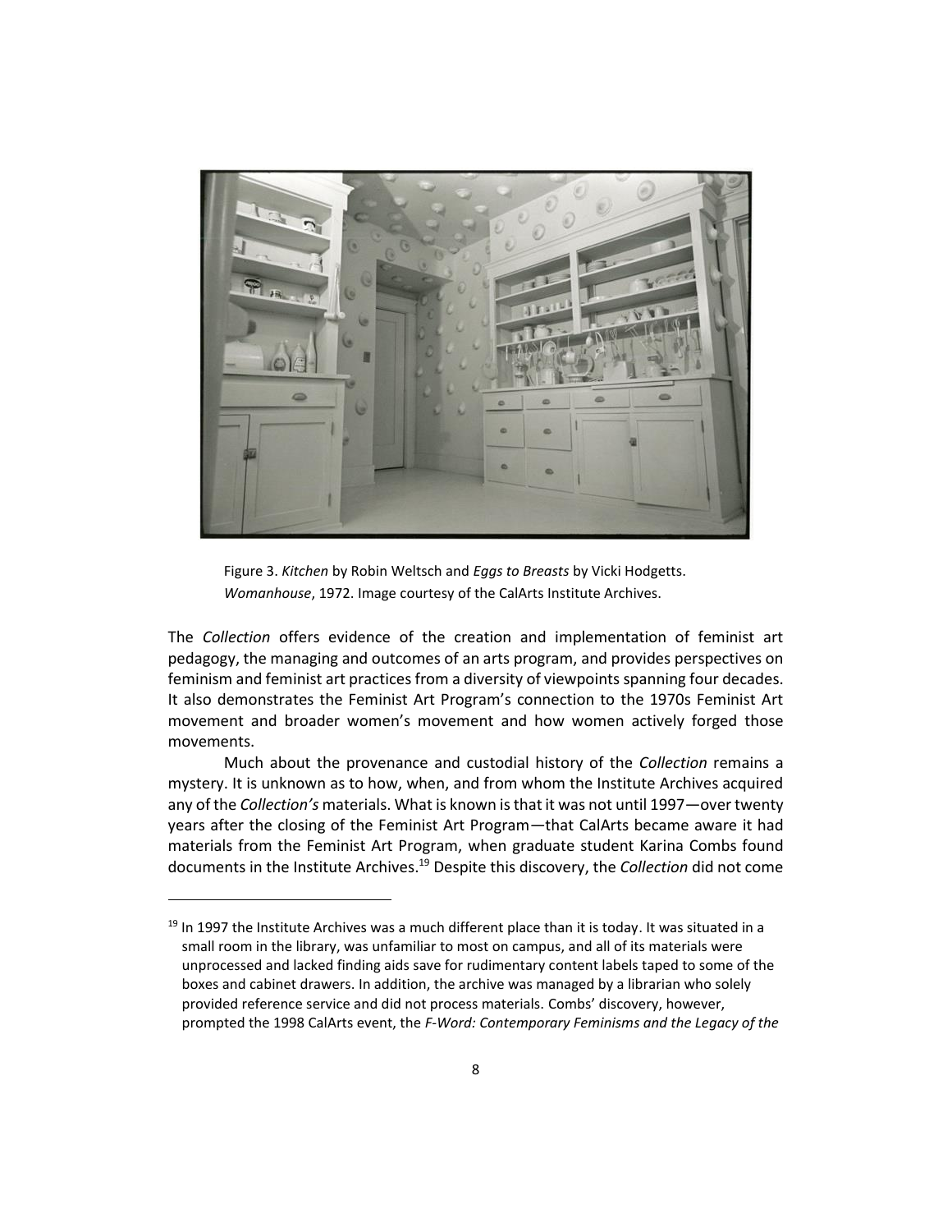Figure 3. *Kitchen* by Robin Weltsch and *Eggs to Breasts* by Vicki Hodgetts. *Womanhouse*, 1972. Image courtesy of the CalArts Institute Archives.

The *Collection* offers evidence of the creation and implementation of feminist art pedagogy, the managing and outcomes of an arts program, and provides perspectives on feminism and feminist art practices from a diversity of viewpoints spanning four decades. It also demonstrates the Feminist Art Program's connection to the 1970s Feminist Art movement and broader women's movement and how women actively forged those movements.

Much about the provenance and custodial history of the *Collection* remains a mystery. It is unknown as to how, when, and from whom the Institute Archives acquired any of the *Collection's* materials. What is known is that it was not until 1997—over twenty years after the closing of the Feminist Art Program—that CalArts became aware it had materials from the Feminist Art Program, when graduate student Karina Combs found documents in the Institute Archives.[19] Despite this discovery, the *Collection* did not come

[19] In 1997 the Institute Archives was a much different place than it is today. It was situated in a small room in the library, was unfamiliar to most on campus, and all of its materials were unprocessed and lacked finding aids save for rudimentary content labels taped to some of the boxes and cabinet drawers. In addition, the archive was managed by a librarian who solely provided reference service and did not process materials. Combs' discovery, however, prompted the 1998 CalArts event, the *F-Word: Contemporary Feminisms and the Legacy of the*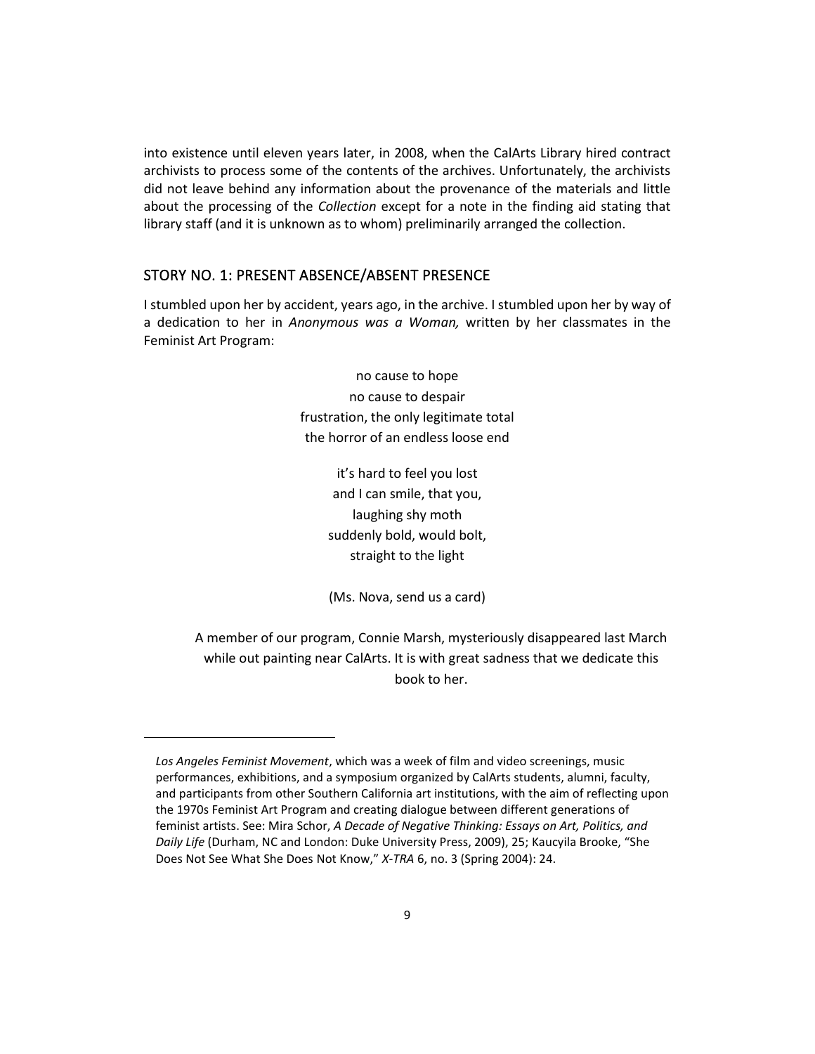into existence until eleven years later, in 2008, when the CalArts Library hired contract archivists to process some of the contents of the archives. Unfortunately, the archivists did not leave behind any information about the provenance of the materials and little about the processing of the *Collection* except for a note in the finding aid stating that library staff (and it is unknown as to whom) preliminarily arranged the collection.

## STORY NO. 1: PRESENT ABSENCE/ABSENT PRESENCE

I stumbled upon her by accident, years ago, in the archive. I stumbled upon her by way of a dedication to her in *Anonymous was a Woman,* written by her classmates in the Feminist Art Program:

> no cause to hope  
> no cause to despair  
> frustration, the only legitimate total  
> the horror of an endless loose end
>
> it's hard to feel you lost  
> and I can smile, that you,  
> laughing shy moth  
> suddenly bold, would bolt,  
> straight to the light
>
> (Ms. Nova, send us a card)
>
> A member of our program, Connie Marsh, mysteriously disappeared last March while out painting near CalArts. It is with great sadness that we dedicate this book to her.

---

*Los Angeles Feminist Movement*, which was a week of film and video screenings, music performances, exhibitions, and a symposium organized by CalArts students, alumni, faculty, and participants from other Southern California art institutions, with the aim of reflecting upon the 1970s Feminist Art Program and creating dialogue between different generations of feminist artists. See: Mira Schor, *A Decade of Negative Thinking: Essays on Art, Politics, and Daily Life* (Durham, NC and London: Duke University Press, 2009), 25; Kaucyila Brooke, "She Does Not See What She Does Not Know," *X-TRA* 6, no. 3 (Spring 2004): 24.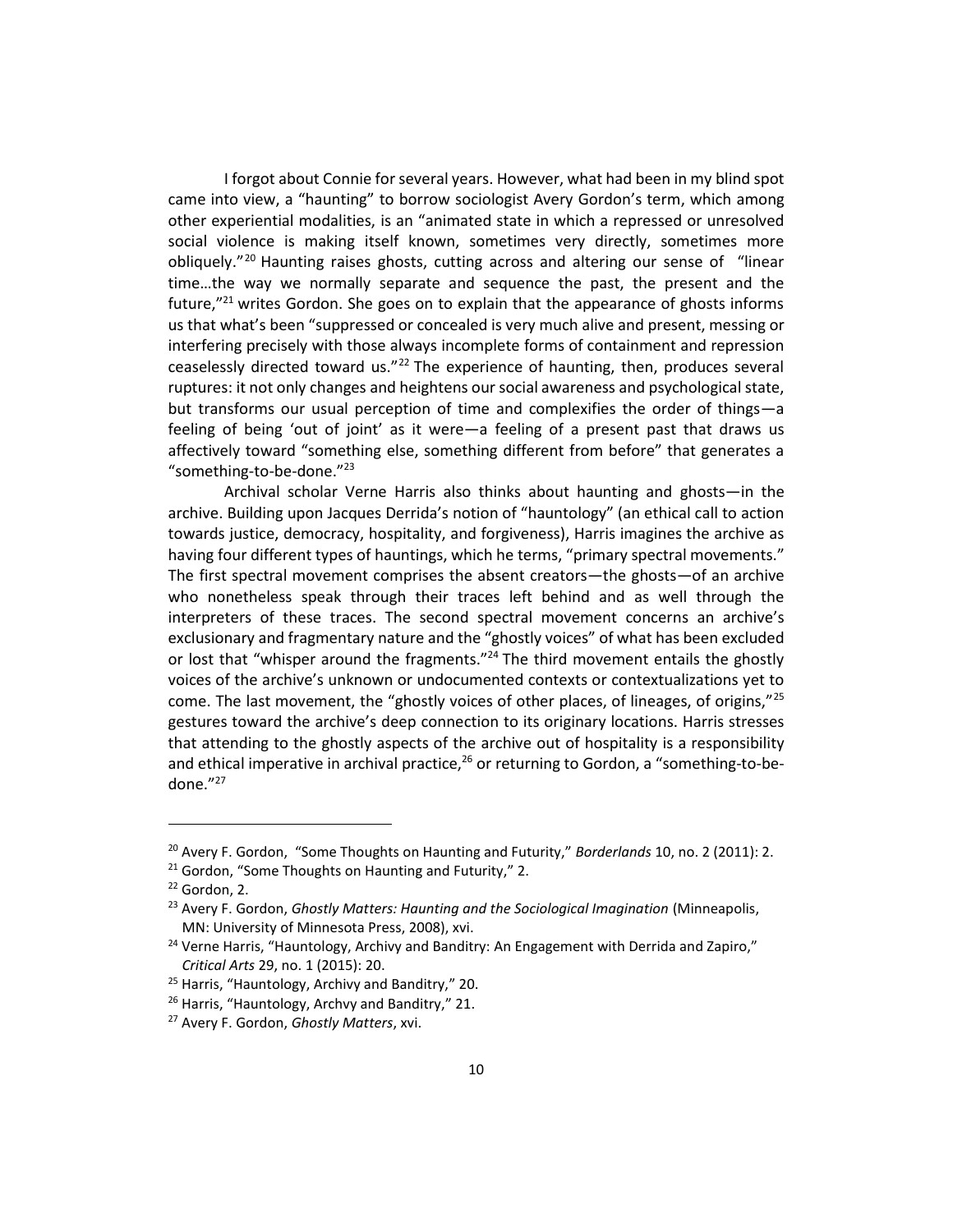I forgot about Connie for several years. However, what had been in my blind spot came into view, a "haunting" to borrow sociologist Avery Gordon's term, which among other experiential modalities, is an "animated state in which a repressed or unresolved social violence is making itself known, sometimes very directly, sometimes more obliquely."[20] Haunting raises ghosts, cutting across and altering our sense of "linear time…the way we normally separate and sequence the past, the present and the future,"[21] writes Gordon. She goes on to explain that the appearance of ghosts informs us that what's been "suppressed or concealed is very much alive and present, messing or interfering precisely with those always incomplete forms of containment and repression ceaselessly directed toward us."[22] The experience of haunting, then, produces several ruptures: it not only changes and heightens our social awareness and psychological state, but transforms our usual perception of time and complexifies the order of things—a feeling of being 'out of joint' as it were—a feeling of a present past that draws us affectively toward "something else, something different from before" that generates a "something-to-be-done."[23]

Archival scholar Verne Harris also thinks about haunting and ghosts—in the archive. Building upon Jacques Derrida's notion of "hauntology" (an ethical call to action towards justice, democracy, hospitality, and forgiveness), Harris imagines the archive as having four different types of hauntings, which he terms, "primary spectral movements." The first spectral movement comprises the absent creators—the ghosts—of an archive who nonetheless speak through their traces left behind and as well through the interpreters of these traces. The second spectral movement concerns an archive's exclusionary and fragmentary nature and the "ghostly voices" of what has been excluded or lost that "whisper around the fragments."[24] The third movement entails the ghostly voices of the archive's unknown or undocumented contexts or contextualizations yet to come. The last movement, the "ghostly voices of other places, of lineages, of origins,"[25] gestures toward the archive's deep connection to its originary locations. Harris stresses that attending to the ghostly aspects of the archive out of hospitality is a responsibility and ethical imperative in archival practice,[26] or returning to Gordon, a "something-to-be-done."[27]

---

[20] Avery F. Gordon, "Some Thoughts on Haunting and Futurity," *Borderlands* 10, no. 2 (2011): 2.

[21] Gordon, "Some Thoughts on Haunting and Futurity," 2.

[22] Gordon, 2.

[23] Avery F. Gordon, *Ghostly Matters: Haunting and the Sociological Imagination* (Minneapolis, MN: University of Minnesota Press, 2008), xvi.

[24] Verne Harris, "Hauntology, Archivy and Banditry: An Engagement with Derrida and Zapiro," *Critical Arts* 29, no. 1 (2015): 20.

[25] Harris, "Hauntology, Archivy and Banditry," 20.

[26] Harris, "Hauntology, Archvy and Banditry," 21.

[27] Avery F. Gordon, *Ghostly Matters*, xvi.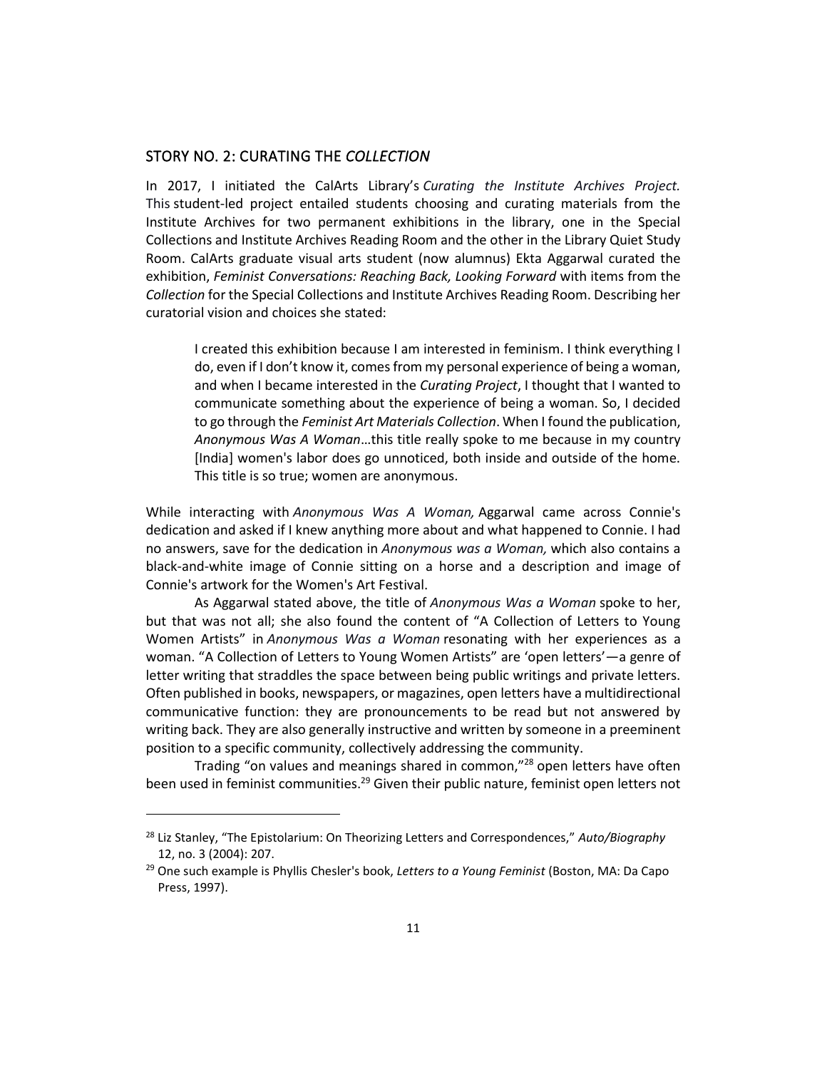## STORY NO. 2: CURATING THE *COLLECTION*

In 2017, I initiated the CalArts Library's *Curating the Institute Archives Project.* This student-led project entailed students choosing and curating materials from the Institute Archives for two permanent exhibitions in the library, one in the Special Collections and Institute Archives Reading Room and the other in the Library Quiet Study Room. CalArts graduate visual arts student (now alumnus) Ekta Aggarwal curated the exhibition, *Feminist Conversations: Reaching Back, Looking Forward* with items from the *Collection* for the Special Collections and Institute Archives Reading Room. Describing her curatorial vision and choices she stated:

> I created this exhibition because I am interested in feminism. I think everything I do, even if I don't know it, comes from my personal experience of being a woman, and when I became interested in the *Curating Project*, I thought that I wanted to communicate something about the experience of being a woman. So, I decided to go through the *Feminist Art Materials Collection*. When I found the publication, *Anonymous Was A Woman*…this title really spoke to me because in my country [India] women's labor does go unnoticed, both inside and outside of the home. This title is so true; women are anonymous.

While interacting with *Anonymous Was A Woman,* Aggarwal came across Connie's dedication and asked if I knew anything more about and what happened to Connie. I had no answers, save for the dedication in *Anonymous was a Woman,* which also contains a black-and-white image of Connie sitting on a horse and a description and image of Connie's artwork for the Women's Art Festival.

As Aggarwal stated above, the title of *Anonymous Was a Woman* spoke to her, but that was not all; she also found the content of "A Collection of Letters to Young Women Artists" in *Anonymous Was a Woman* resonating with her experiences as a woman. "A Collection of Letters to Young Women Artists" are 'open letters'—a genre of letter writing that straddles the space between being public writings and private letters. Often published in books, newspapers, or magazines, open letters have a multidirectional communicative function: they are pronouncements to be read but not answered by writing back. They are also generally instructive and written by someone in a preeminent position to a specific community, collectively addressing the community.

Trading "on values and meanings shared in common,"[28] open letters have often been used in feminist communities.[29] Given their public nature, feminist open letters not

---

[28] Liz Stanley, "The Epistolarium: On Theorizing Letters and Correspondences," *Auto/Biography* 12, no. 3 (2004): 207.

[29] One such example is Phyllis Chesler's book, *Letters to a Young Feminist* (Boston, MA: Da Capo Press, 1997).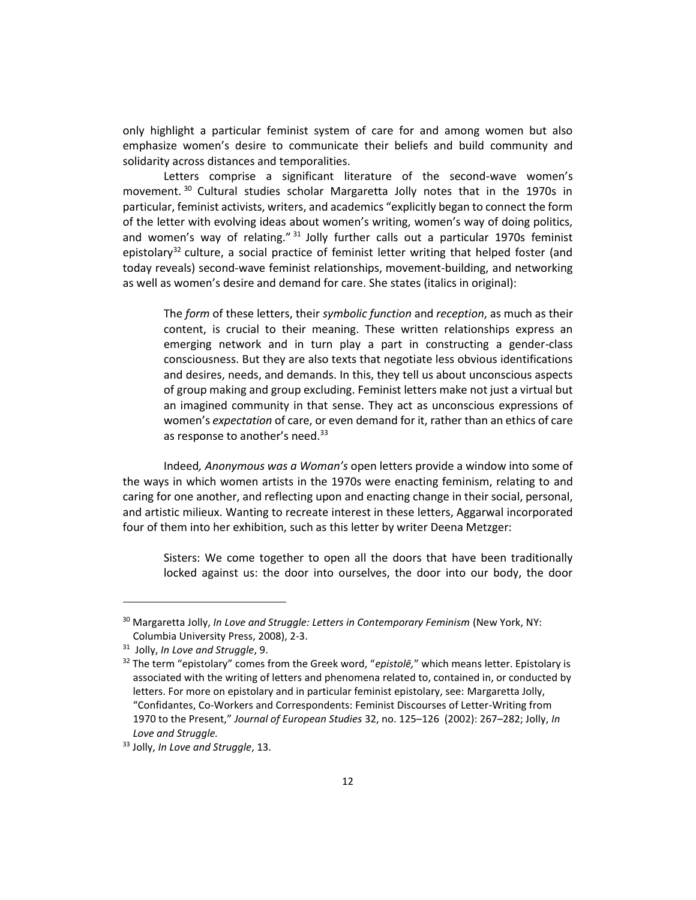only highlight a particular feminist system of care for and among women but also emphasize women's desire to communicate their beliefs and build community and solidarity across distances and temporalities.

Letters comprise a significant literature of the second-wave women's movement.[30] Cultural studies scholar Margaretta Jolly notes that in the 1970s in particular, feminist activists, writers, and academics "explicitly began to connect the form of the letter with evolving ideas about women's writing, women's way of doing politics, and women's way of relating."[31] Jolly further calls out a particular 1970s feminist epistolary[32] culture, a social practice of feminist letter writing that helped foster (and today reveals) second-wave feminist relationships, movement-building, and networking as well as women's desire and demand for care. She states (italics in original):

> The *form* of these letters, their *symbolic function* and *reception*, as much as their content, is crucial to their meaning. These written relationships express an emerging network and in turn play a part in constructing a gender-class consciousness. But they are also texts that negotiate less obvious identifications and desires, needs, and demands. In this, they tell us about unconscious aspects of group making and group excluding. Feminist letters make not just a virtual but an imagined community in that sense. They act as unconscious expressions of women's *expectation* of care, or even demand for it, rather than an ethics of care as response to another's need.[33]

Indeed*, Anonymous was a Woman's* open letters provide a window into some of the ways in which women artists in the 1970s were enacting feminism, relating to and caring for one another, and reflecting upon and enacting change in their social, personal, and artistic milieux. Wanting to recreate interest in these letters, Aggarwal incorporated four of them into her exhibition, such as this letter by writer Deena Metzger:

> Sisters: We come together to open all the doors that have been traditionally locked against us: the door into ourselves, the door into our body, the door

---

[30] Margaretta Jolly, *In Love and Struggle: Letters in Contemporary Feminism* (New York, NY: Columbia University Press, 2008), 2-3.

[31] Jolly, *In Love and Struggle*, 9.

[32] The term "epistolary" comes from the Greek word, "*epistolē,*" which means letter. Epistolary is associated with the writing of letters and phenomena related to, contained in, or conducted by letters. For more on epistolary and in particular feminist epistolary, see: Margaretta Jolly, "Confidantes, Co-Workers and Correspondents: Feminist Discourses of Letter-Writing from 1970 to the Present," *Journal of European Studies* 32, no. 125–126 (2002): 267–282; Jolly, *In Love and Struggle.*

[33] Jolly, *In Love and Struggle*, 13.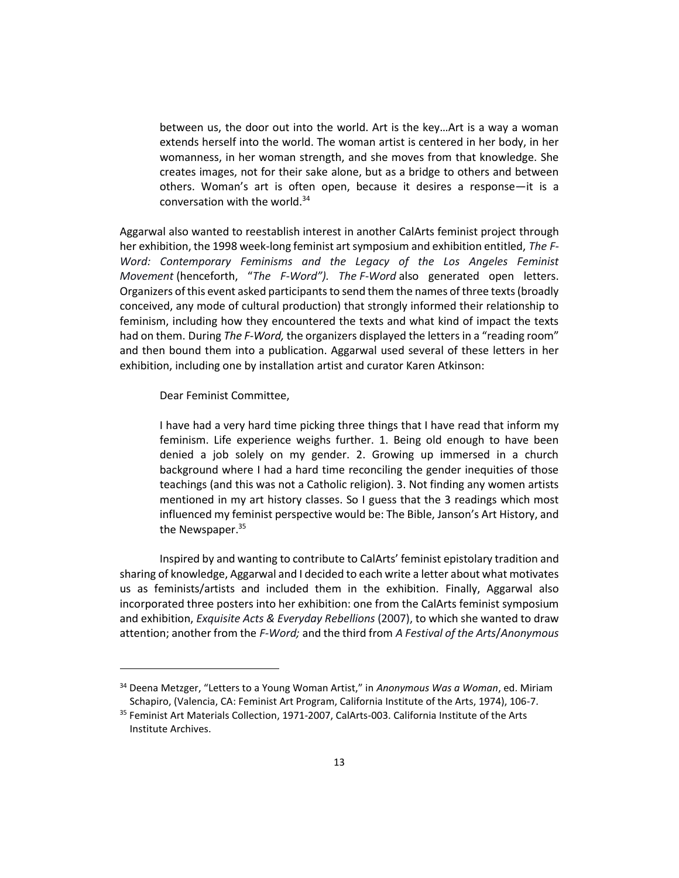> between us, the door out into the world. Art is the key…Art is a way a woman extends herself into the world. The woman artist is centered in her body, in her womanness, in her woman strength, and she moves from that knowledge. She creates images, not for their sake alone, but as a bridge to others and between others. Woman's art is often open, because it desires a response—it is a conversation with the world.[34]

Aggarwal also wanted to reestablish interest in another CalArts feminist project through her exhibition, the 1998 week-long feminist art symposium and exhibition entitled, *The F-Word: Contemporary Feminisms and the Legacy of the Los Angeles Feminist Movement* (henceforth, "*The F-Word"). The F-Word* also generated open letters. Organizers of this event asked participants to send them the names of three texts (broadly conceived, any mode of cultural production) that strongly informed their relationship to feminism, including how they encountered the texts and what kind of impact the texts had on them. During *The F-Word,* the organizers displayed the letters in a "reading room" and then bound them into a publication. Aggarwal used several of these letters in her exhibition, including one by installation artist and curator Karen Atkinson:

> Dear Feminist Committee,
>
> I have had a very hard time picking three things that I have read that inform my feminism. Life experience weighs further. 1. Being old enough to have been denied a job solely on my gender. 2. Growing up immersed in a church background where I had a hard time reconciling the gender inequities of those teachings (and this was not a Catholic religion). 3. Not finding any women artists mentioned in my art history classes. So I guess that the 3 readings which most influenced my feminist perspective would be: The Bible, Janson's Art History, and the Newspaper.[35]

Inspired by and wanting to contribute to CalArts' feminist epistolary tradition and sharing of knowledge, Aggarwal and I decided to each write a letter about what motivates us as feminists/artists and included them in the exhibition. Finally, Aggarwal also incorporated three posters into her exhibition: one from the CalArts feminist symposium and exhibition, *Exquisite Acts & Everyday Rebellions* (2007), to which she wanted to draw attention; another from the *F-Word;* and the third from *A Festival of the Arts*/*Anonymous*

---

[34] Deena Metzger, "Letters to a Young Woman Artist," in *Anonymous Was a Woman*, ed. Miriam Schapiro, (Valencia, CA: Feminist Art Program, California Institute of the Arts, 1974), 106-7.

[35] Feminist Art Materials Collection, 1971-2007, CalArts-003. California Institute of the Arts Institute Archives.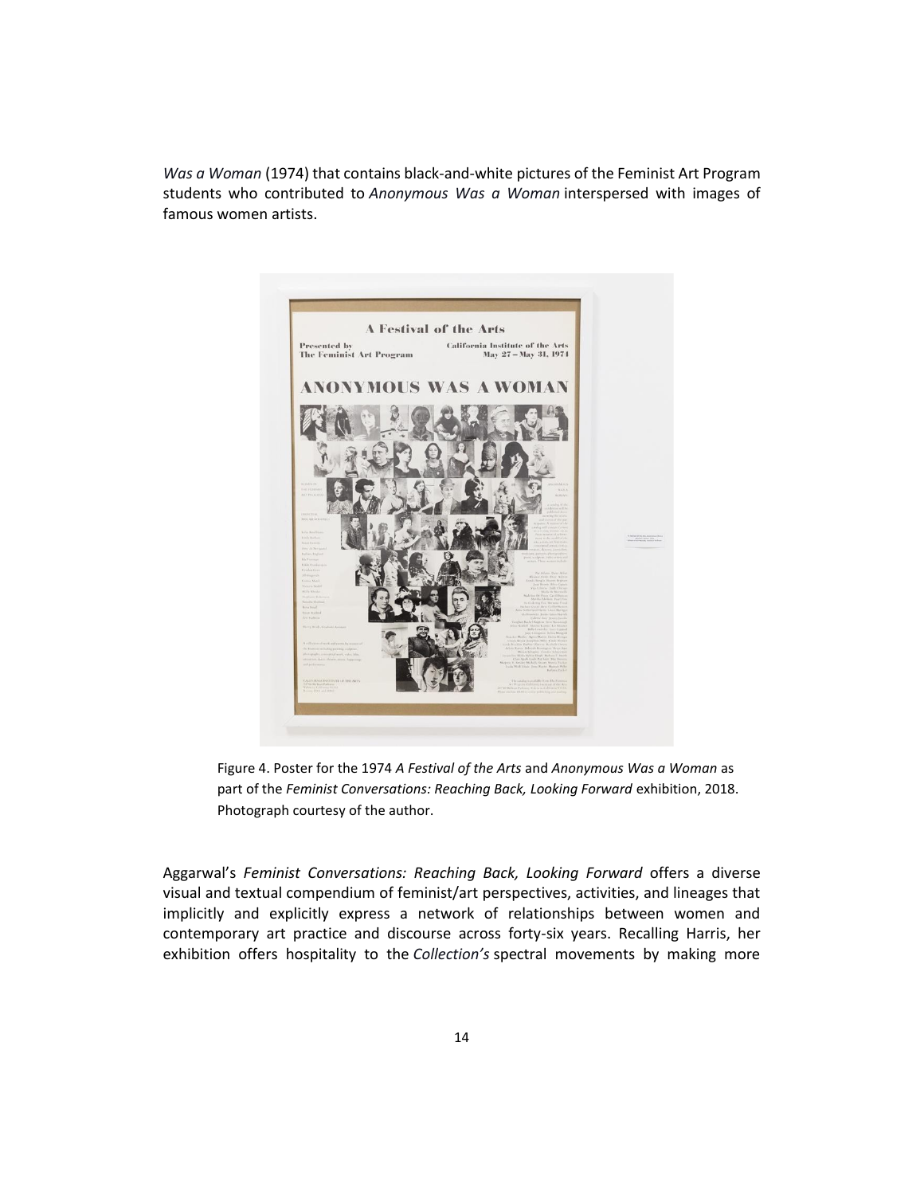*Was a Woman* (1974) that contains black-and-white pictures of the Feminist Art Program students who contributed to *Anonymous Was a Woman* interspersed with images of famous women artists.

Figure 4. Poster for the 1974 *A Festival of the Arts* and *Anonymous Was a Woman* as part of the *Feminist Conversations: Reaching Back, Looking Forward* exhibition, 2018. Photograph courtesy of the author.

Aggarwal's *Feminist Conversations: Reaching Back, Looking Forward* offers a diverse visual and textual compendium of feminist/art perspectives, activities, and lineages that implicitly and explicitly express a network of relationships between women and contemporary art practice and discourse across forty-six years. Recalling Harris, her exhibition offers hospitality to the *Collection's* spectral movements by making more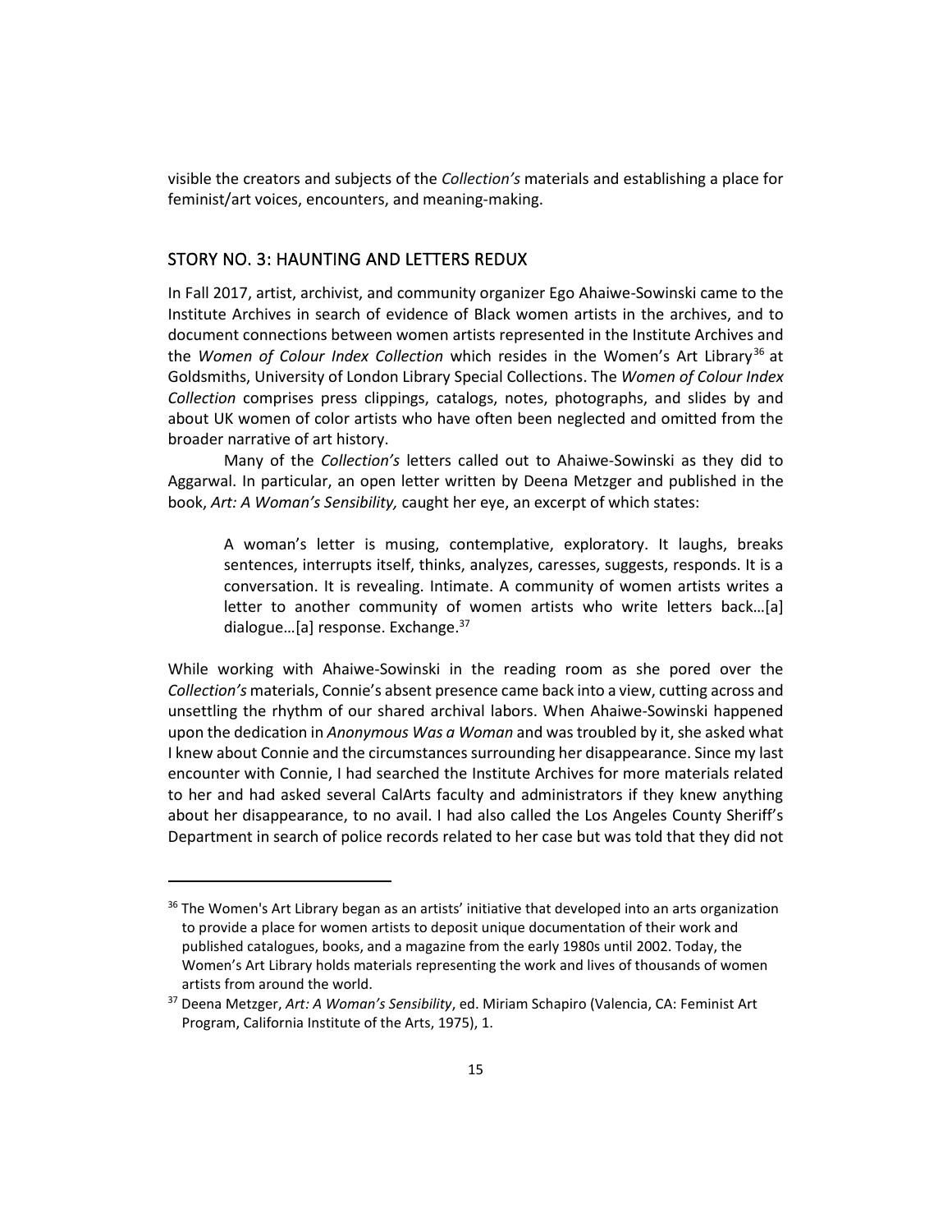visible the creators and subjects of the *Collection's* materials and establishing a place for feminist/art voices, encounters, and meaning-making.

## STORY NO. 3: HAUNTING AND LETTERS REDUX

In Fall 2017, artist, archivist, and community organizer Ego Ahaiwe-Sowinski came to the Institute Archives in search of evidence of Black women artists in the archives, and to document connections between women artists represented in the Institute Archives and the *Women of Colour Index Collection* which resides in the Women's Art Library[36] at Goldsmiths, University of London Library Special Collections. The *Women of Colour Index Collection* comprises press clippings, catalogs, notes, photographs, and slides by and about UK women of color artists who have often been neglected and omitted from the broader narrative of art history.

Many of the *Collection's* letters called out to Ahaiwe-Sowinski as they did to Aggarwal. In particular, an open letter written by Deena Metzger and published in the book, *Art: A Woman's Sensibility,* caught her eye, an excerpt of which states:

> A woman's letter is musing, contemplative, exploratory. It laughs, breaks sentences, interrupts itself, thinks, analyzes, caresses, suggests, responds. It is a conversation. It is revealing. Intimate. A community of women artists writes a letter to another community of women artists who write letters back…[a] dialogue…[a] response. Exchange.[37]

While working with Ahaiwe-Sowinski in the reading room as she pored over the *Collection's* materials, Connie's absent presence came back into a view, cutting across and unsettling the rhythm of our shared archival labors. When Ahaiwe-Sowinski happened upon the dedication in *Anonymous Was a Woman* and was troubled by it, she asked what I knew about Connie and the circumstances surrounding her disappearance. Since my last encounter with Connie, I had searched the Institute Archives for more materials related to her and had asked several CalArts faculty and administrators if they knew anything about her disappearance, to no avail. I had also called the Los Angeles County Sheriff's Department in search of police records related to her case but was told that they did not

---

[36] The Women's Art Library began as an artists' initiative that developed into an arts organization to provide a place for women artists to deposit unique documentation of their work and published catalogues, books, and a magazine from the early 1980s until 2002. Today, the Women's Art Library holds materials representing the work and lives of thousands of women artists from around the world.

[37] Deena Metzger, *Art: A Woman's Sensibility*, ed. Miriam Schapiro (Valencia, CA: Feminist Art Program, California Institute of the Arts, 1975), 1.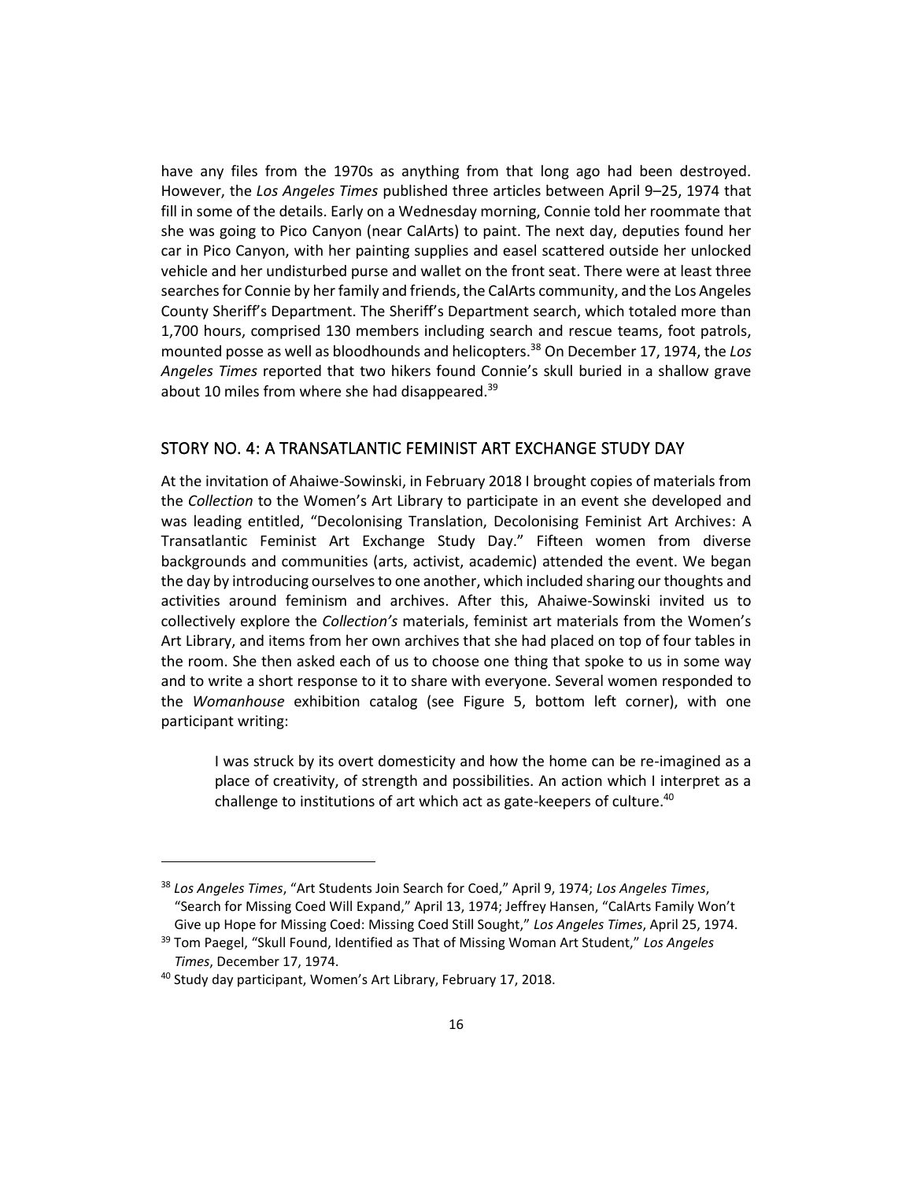have any files from the 1970s as anything from that long ago had been destroyed. However, the *Los Angeles Times* published three articles between April 9–25, 1974 that fill in some of the details. Early on a Wednesday morning, Connie told her roommate that she was going to Pico Canyon (near CalArts) to paint. The next day, deputies found her car in Pico Canyon, with her painting supplies and easel scattered outside her unlocked vehicle and her undisturbed purse and wallet on the front seat. There were at least three searches for Connie by her family and friends, the CalArts community, and the Los Angeles County Sheriff's Department. The Sheriff's Department search, which totaled more than 1,700 hours, comprised 130 members including search and rescue teams, foot patrols, mounted posse as well as bloodhounds and helicopters.[38] On December 17, 1974, the *Los Angeles Times* reported that two hikers found Connie's skull buried in a shallow grave about 10 miles from where she had disappeared.[39]

## STORY NO. 4: A TRANSATLANTIC FEMINIST ART EXCHANGE STUDY DAY

At the invitation of Ahaiwe-Sowinski, in February 2018 I brought copies of materials from the *Collection* to the Women's Art Library to participate in an event she developed and was leading entitled, "Decolonising Translation, Decolonising Feminist Art Archives: A Transatlantic Feminist Art Exchange Study Day." Fifteen women from diverse backgrounds and communities (arts, activist, academic) attended the event. We began the day by introducing ourselves to one another, which included sharing our thoughts and activities around feminism and archives. After this, Ahaiwe-Sowinski invited us to collectively explore the *Collection's* materials, feminist art materials from the Women's Art Library, and items from her own archives that she had placed on top of four tables in the room. She then asked each of us to choose one thing that spoke to us in some way and to write a short response to it to share with everyone. Several women responded to the *Womanhouse* exhibition catalog (see Figure 5, bottom left corner), with one participant writing:

> I was struck by its overt domesticity and how the home can be re-imagined as a place of creativity, of strength and possibilities. An action which I interpret as a challenge to institutions of art which act as gate-keepers of culture.[40]

---

[38] *Los Angeles Times*, "Art Students Join Search for Coed," April 9, 1974; *Los Angeles Times*, "Search for Missing Coed Will Expand," April 13, 1974; Jeffrey Hansen, "CalArts Family Won't Give up Hope for Missing Coed: Missing Coed Still Sought," *Los Angeles Times*, April 25, 1974.

[39] Tom Paegel, "Skull Found, Identified as That of Missing Woman Art Student," *Los Angeles Times*, December 17, 1974.

[40] Study day participant, Women's Art Library, February 17, 2018.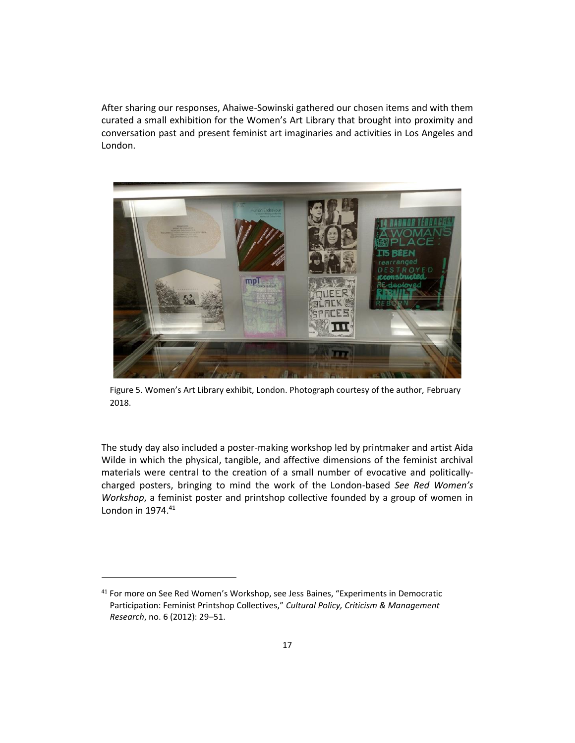After sharing our responses, Ahaiwe-Sowinski gathered our chosen items and with them curated a small exhibition for the Women's Art Library that brought into proximity and conversation past and present feminist art imaginaries and activities in Los Angeles and London.

Figure 5. Women's Art Library exhibit, London. Photograph courtesy of the author, February 2018.

The study day also included a poster-making workshop led by printmaker and artist Aida Wilde in which the physical, tangible, and affective dimensions of the feminist archival materials were central to the creation of a small number of evocative and politically-charged posters, bringing to mind the work of the London-based *See Red Women's Workshop*, a feminist poster and printshop collective founded by a group of women in London in 1974.[41]

[41] For more on See Red Women's Workshop, see Jess Baines, "Experiments in Democratic Participation: Feminist Printshop Collectives," *Cultural Policy, Criticism & Management Research*, no. 6 (2012): 29–51.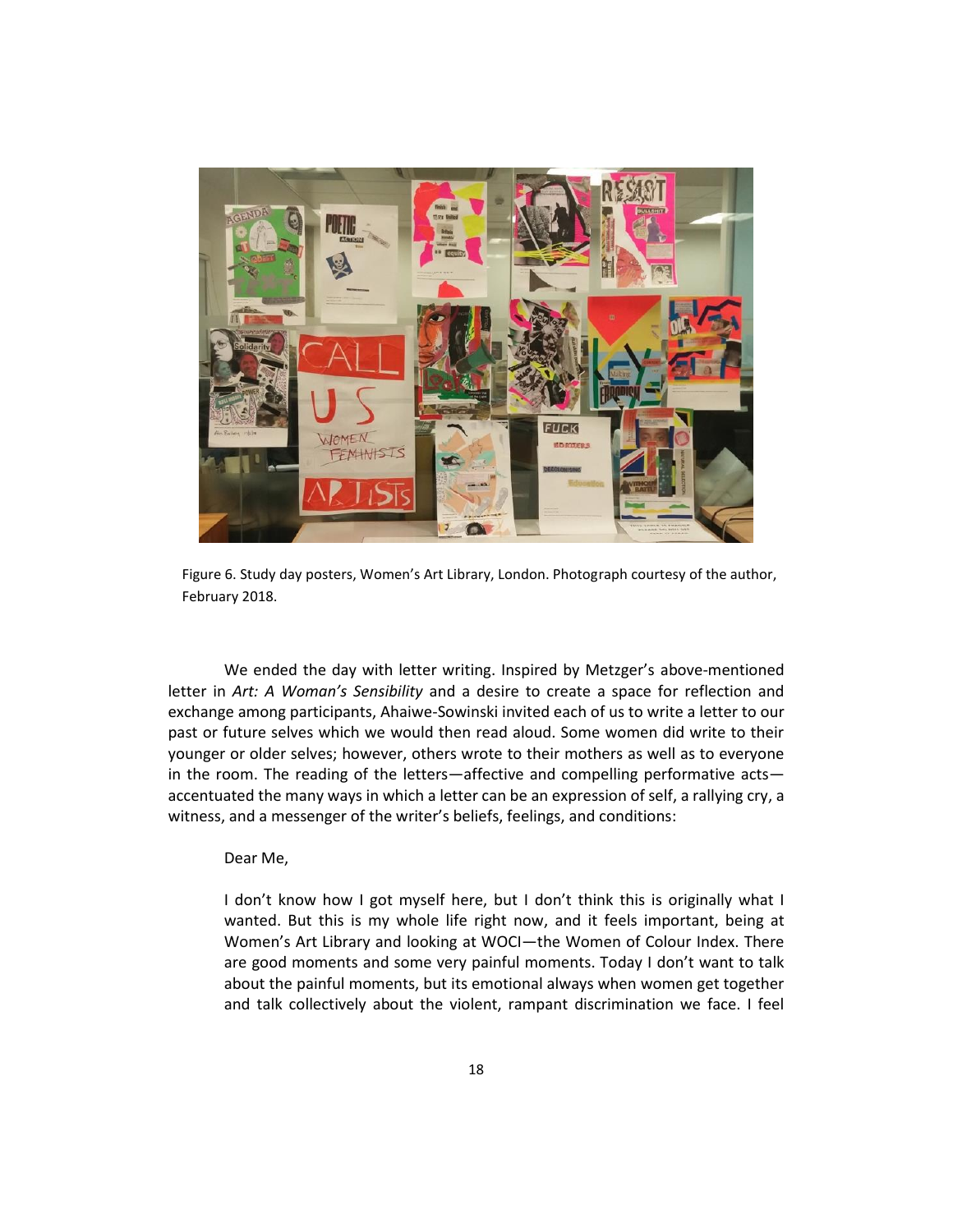Figure 6. Study day posters, Women's Art Library, London. Photograph courtesy of the author, February 2018.

We ended the day with letter writing. Inspired by Metzger's above-mentioned letter in *Art: A Woman's Sensibility* and a desire to create a space for reflection and exchange among participants, Ahaiwe-Sowinski invited each of us to write a letter to our past or future selves which we would then read aloud. Some women did write to their younger or older selves; however, others wrote to their mothers as well as to everyone in the room. The reading of the letters—affective and compelling performative acts—accentuated the many ways in which a letter can be an expression of self, a rallying cry, a witness, and a messenger of the writer's beliefs, feelings, and conditions:

> Dear Me,
>
> I don't know how I got myself here, but I don't think this is originally what I wanted. But this is my whole life right now, and it feels important, being at Women's Art Library and looking at WOCI—the Women of Colour Index. There are good moments and some very painful moments. Today I don't want to talk about the painful moments, but its emotional always when women get together and talk collectively about the violent, rampant discrimination we face. I feel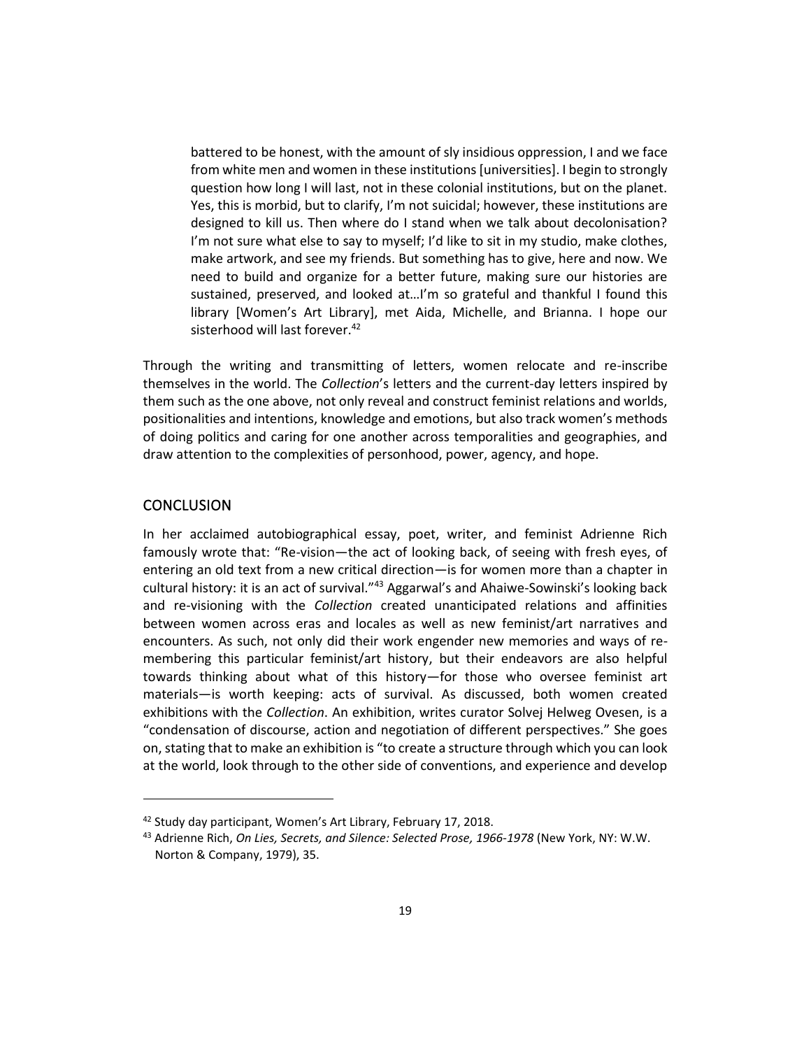> battered to be honest, with the amount of sly insidious oppression, I and we face from white men and women in these institutions [universities]. I begin to strongly question how long I will last, not in these colonial institutions, but on the planet. Yes, this is morbid, but to clarify, I'm not suicidal; however, these institutions are designed to kill us. Then where do I stand when we talk about decolonisation? I'm not sure what else to say to myself; I'd like to sit in my studio, make clothes, make artwork, and see my friends. But something has to give, here and now. We need to build and organize for a better future, making sure our histories are sustained, preserved, and looked at…I'm so grateful and thankful I found this library [Women's Art Library], met Aida, Michelle, and Brianna. I hope our sisterhood will last forever.[42]

Through the writing and transmitting of letters, women relocate and re-inscribe themselves in the world. The *Collection*'s letters and the current-day letters inspired by them such as the one above, not only reveal and construct feminist relations and worlds, positionalities and intentions, knowledge and emotions, but also track women's methods of doing politics and caring for one another across temporalities and geographies, and draw attention to the complexities of personhood, power, agency, and hope.

## CONCLUSION

In her acclaimed autobiographical essay, poet, writer, and feminist Adrienne Rich famously wrote that: "Re-vision—the act of looking back, of seeing with fresh eyes, of entering an old text from a new critical direction—is for women more than a chapter in cultural history: it is an act of survival."[43] Aggarwal's and Ahaiwe-Sowinski's looking back and re-visioning with the *Collection* created unanticipated relations and affinities between women across eras and locales as well as new feminist/art narratives and encounters. As such, not only did their work engender new memories and ways of re-membering this particular feminist/art history, but their endeavors are also helpful towards thinking about what of this history—for those who oversee feminist art materials—is worth keeping: acts of survival. As discussed, both women created exhibitions with the *Collection*. An exhibition, writes curator Solvej Helweg Ovesen, is a "condensation of discourse, action and negotiation of different perspectives." She goes on, stating that to make an exhibition is "to create a structure through which you can look at the world, look through to the other side of conventions, and experience and develop

---

[42] Study day participant, Women's Art Library, February 17, 2018.

[43] Adrienne Rich, *On Lies, Secrets, and Silence: Selected Prose, 1966-1978* (New York, NY: W.W. Norton & Company, 1979), 35.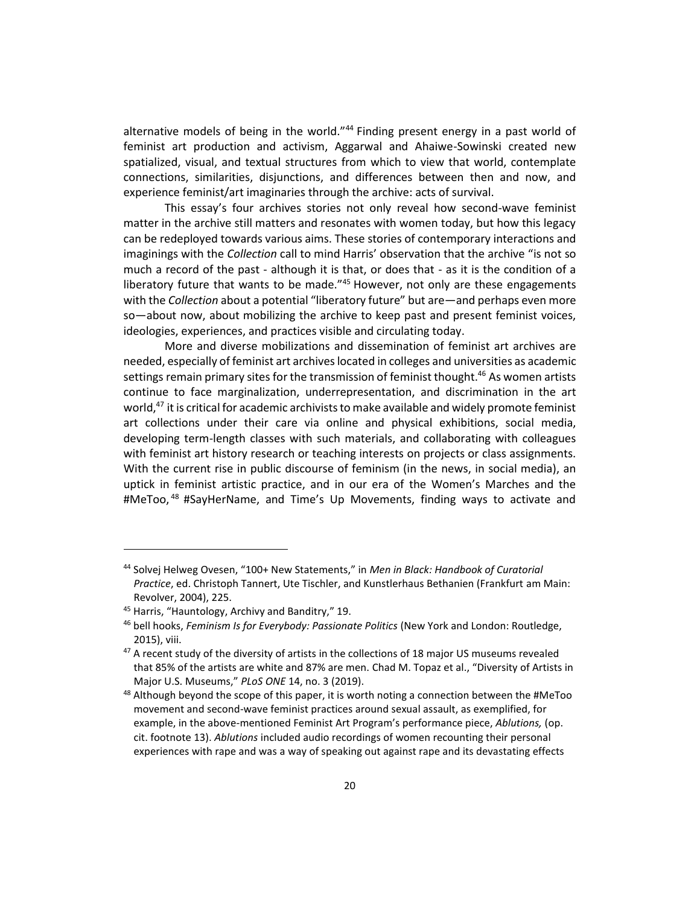alternative models of being in the world."[44] Finding present energy in a past world of feminist art production and activism, Aggarwal and Ahaiwe-Sowinski created new spatialized, visual, and textual structures from which to view that world, contemplate connections, similarities, disjunctions, and differences between then and now, and experience feminist/art imaginaries through the archive: acts of survival.

This essay's four archives stories not only reveal how second-wave feminist matter in the archive still matters and resonates with women today, but how this legacy can be redeployed towards various aims. These stories of contemporary interactions and imaginings with the *Collection* call to mind Harris' observation that the archive "is not so much a record of the past - although it is that, or does that - as it is the condition of a liberatory future that wants to be made."[45] However, not only are these engagements with the *Collection* about a potential "liberatory future" but are—and perhaps even more so—about now, about mobilizing the archive to keep past and present feminist voices, ideologies, experiences, and practices visible and circulating today.

More and diverse mobilizations and dissemination of feminist art archives are needed, especially of feminist art archives located in colleges and universities as academic settings remain primary sites for the transmission of feminist thought.[46] As women artists continue to face marginalization, underrepresentation, and discrimination in the art world,[47] it is critical for academic archivists to make available and widely promote feminist art collections under their care via online and physical exhibitions, social media, developing term-length classes with such materials, and collaborating with colleagues with feminist art history research or teaching interests on projects or class assignments. With the current rise in public discourse of feminism (in the news, in social media), an uptick in feminist artistic practice, and in our era of the Women's Marches and the #MeToo,[48] #SayHerName, and Time's Up Movements, finding ways to activate and

---

[44] Solvej Helweg Ovesen, "100+ New Statements," in *Men in Black: Handbook of Curatorial Practice*, ed. Christoph Tannert, Ute Tischler, and Kunstlerhaus Bethanien (Frankfurt am Main: Revolver, 2004), 225.

[45] Harris, "Hauntology, Archivy and Banditry," 19.

[46] bell hooks, *Feminism Is for Everybody: Passionate Politics* (New York and London: Routledge, 2015), viii.

[47] A recent study of the diversity of artists in the collections of 18 major US museums revealed that 85% of the artists are white and 87% are men. Chad M. Topaz et al., "Diversity of Artists in Major U.S. Museums," *PLoS ONE* 14, no. 3 (2019).

[48] Although beyond the scope of this paper, it is worth noting a connection between the #MeToo movement and second-wave feminist practices around sexual assault, as exemplified, for example, in the above-mentioned Feminist Art Program's performance piece, *Ablutions,* (op. cit. footnote 13). *Ablutions* included audio recordings of women recounting their personal experiences with rape and was a way of speaking out against rape and its devastating effects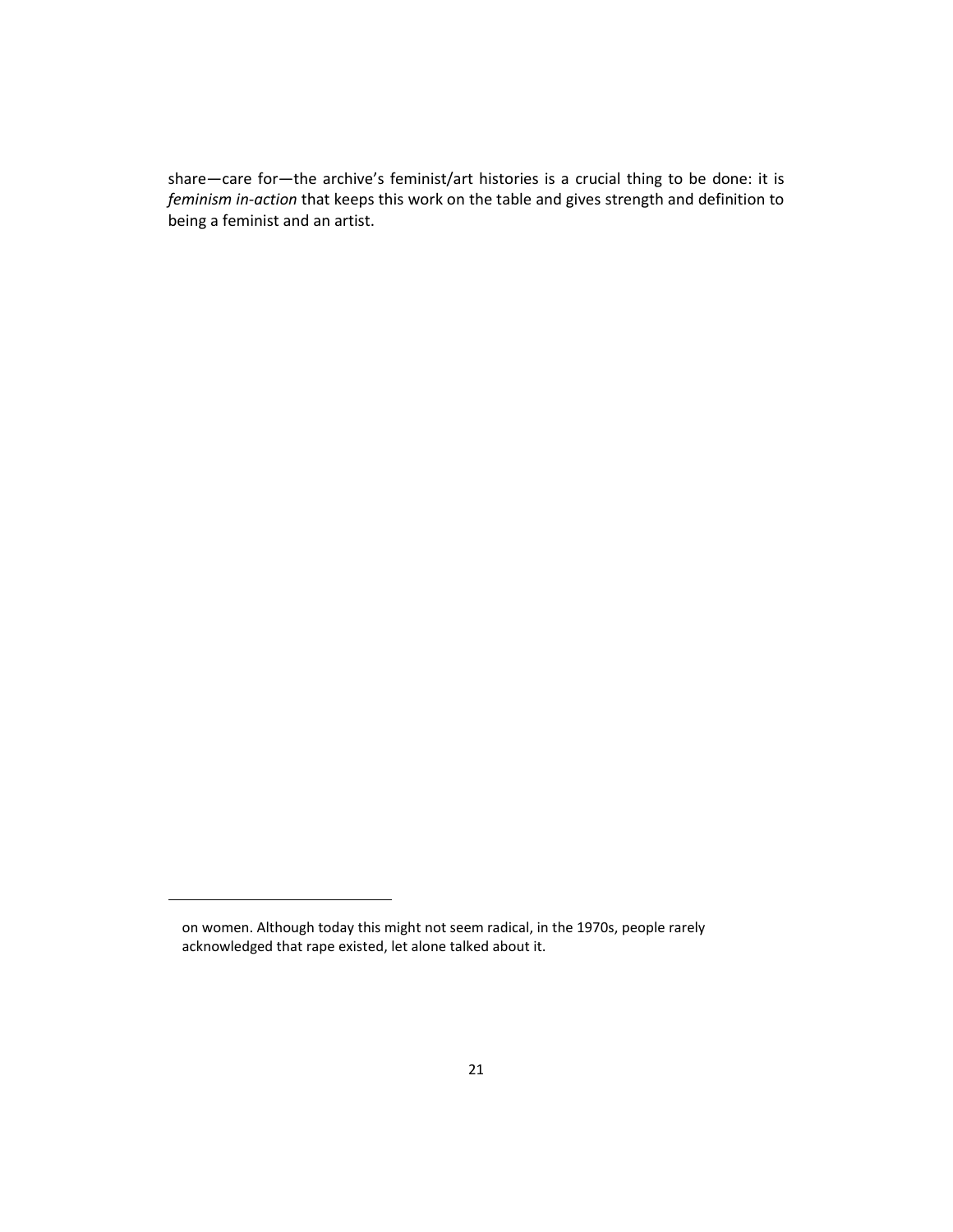share—care for—the archive's feminist/art histories is a crucial thing to be done: it is *feminism in-action* that keeps this work on the table and gives strength and definition to being a feminist and an artist.

---

on women. Although today this might not seem radical, in the 1970s, people rarely acknowledged that rape existed, let alone talked about it.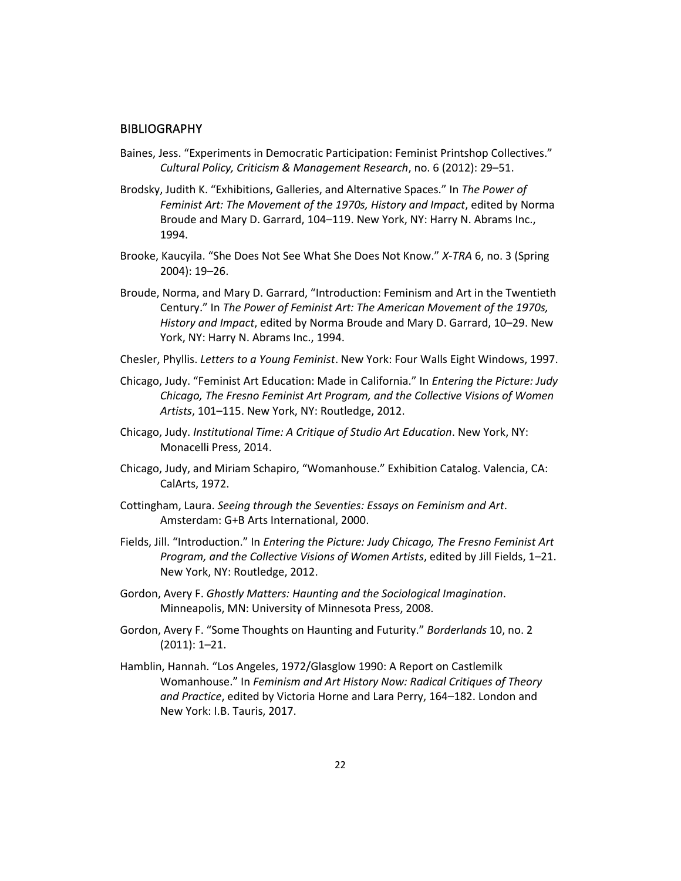## BIBLIOGRAPHY

Baines, Jess. "Experiments in Democratic Participation: Feminist Printshop Collectives." *Cultural Policy, Criticism & Management Research*, no. 6 (2012): 29–51.

Brodsky, Judith K. "Exhibitions, Galleries, and Alternative Spaces." In *The Power of Feminist Art: The Movement of the 1970s, History and Impact*, edited by Norma Broude and Mary D. Garrard, 104–119. New York, NY: Harry N. Abrams Inc., 1994.

Brooke, Kaucyila. "She Does Not See What She Does Not Know." *X-TRA* 6, no. 3 (Spring 2004): 19–26.

Broude, Norma, and Mary D. Garrard, "Introduction: Feminism and Art in the Twentieth Century." In *The Power of Feminist Art: The American Movement of the 1970s, History and Impact*, edited by Norma Broude and Mary D. Garrard, 10–29. New York, NY: Harry N. Abrams Inc., 1994.

Chesler, Phyllis. *Letters to a Young Feminist*. New York: Four Walls Eight Windows, 1997.

Chicago, Judy. "Feminist Art Education: Made in California." In *Entering the Picture: Judy Chicago, The Fresno Feminist Art Program, and the Collective Visions of Women Artists*, 101–115. New York, NY: Routledge, 2012.

Chicago, Judy. *Institutional Time: A Critique of Studio Art Education*. New York, NY: Monacelli Press, 2014.

Chicago, Judy, and Miriam Schapiro, "Womanhouse." Exhibition Catalog. Valencia, CA: CalArts, 1972.

Cottingham, Laura. *Seeing through the Seventies: Essays on Feminism and Art*. Amsterdam: G+B Arts International, 2000.

Fields, Jill. "Introduction." In *Entering the Picture: Judy Chicago, The Fresno Feminist Art Program, and the Collective Visions of Women Artists*, edited by Jill Fields, 1–21. New York, NY: Routledge, 2012.

Gordon, Avery F. *Ghostly Matters: Haunting and the Sociological Imagination*. Minneapolis, MN: University of Minnesota Press, 2008.

Gordon, Avery F. "Some Thoughts on Haunting and Futurity." *Borderlands* 10, no. 2 (2011): 1–21.

Hamblin, Hannah. "Los Angeles, 1972/Glasglow 1990: A Report on Castlemilk Womanhouse." In *Feminism and Art History Now: Radical Critiques of Theory and Practice*, edited by Victoria Horne and Lara Perry, 164–182. London and New York: I.B. Tauris, 2017.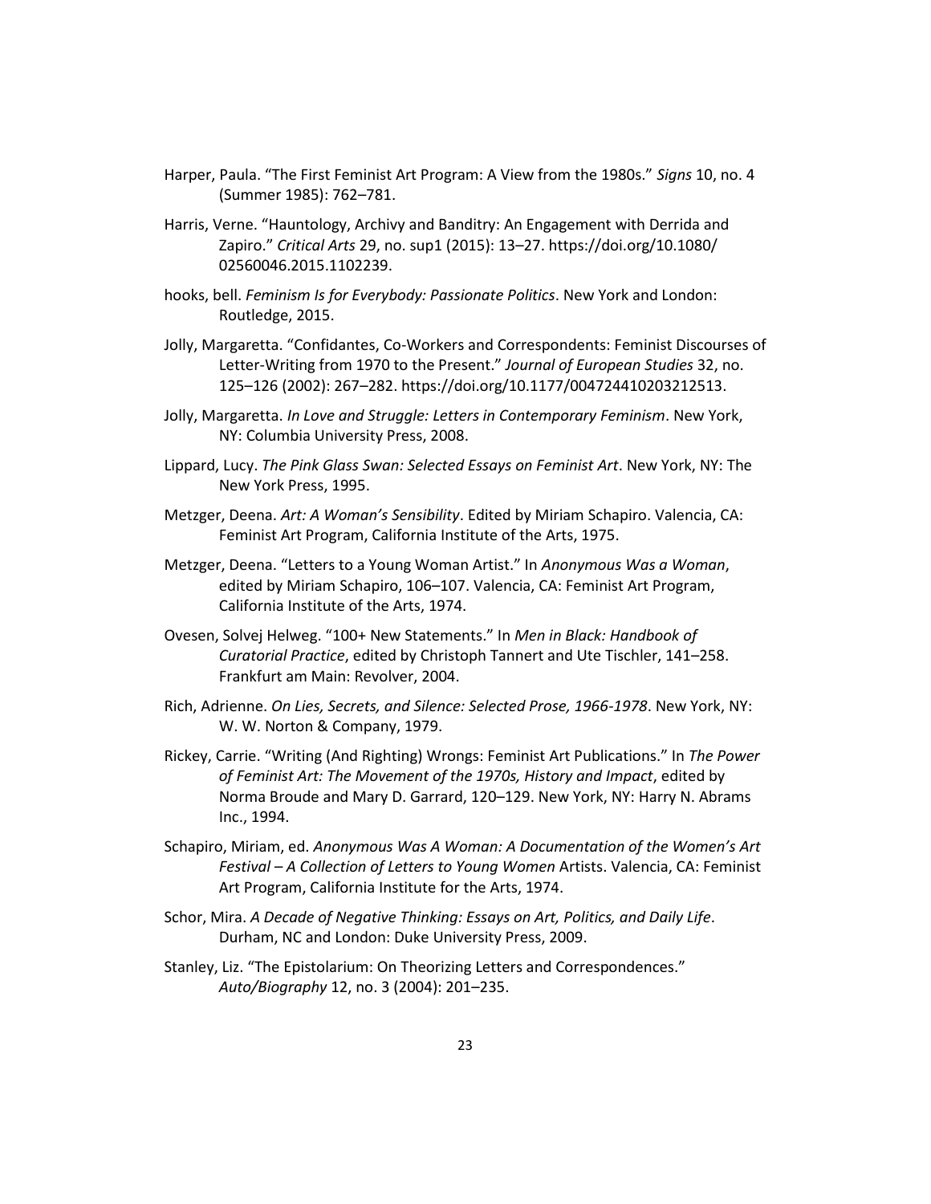Harper, Paula. "The First Feminist Art Program: A View from the 1980s." *Signs* 10, no. 4 (Summer 1985): 762–781.

Harris, Verne. "Hauntology, Archivy and Banditry: An Engagement with Derrida and Zapiro." *Critical Arts* 29, no. sup1 (2015): 13–27. https://doi.org/10.1080/02560046.2015.1102239.

hooks, bell. *Feminism Is for Everybody: Passionate Politics*. New York and London: Routledge, 2015.

Jolly, Margaretta. "Confidantes, Co-Workers and Correspondents: Feminist Discourses of Letter-Writing from 1970 to the Present." *Journal of European Studies* 32, no. 125–126 (2002): 267–282. https://doi.org/10.1177/004724410203212513.

Jolly, Margaretta. *In Love and Struggle: Letters in Contemporary Feminism*. New York, NY: Columbia University Press, 2008.

Lippard, Lucy. *The Pink Glass Swan: Selected Essays on Feminist Art*. New York, NY: The New York Press, 1995.

Metzger, Deena. *Art: A Woman's Sensibility*. Edited by Miriam Schapiro. Valencia, CA: Feminist Art Program, California Institute of the Arts, 1975.

Metzger, Deena. "Letters to a Young Woman Artist." In *Anonymous Was a Woman*, edited by Miriam Schapiro, 106–107. Valencia, CA: Feminist Art Program, California Institute of the Arts, 1974.

Ovesen, Solvej Helweg. "100+ New Statements." In *Men in Black: Handbook of Curatorial Practice*, edited by Christoph Tannert and Ute Tischler, 141–258. Frankfurt am Main: Revolver, 2004.

Rich, Adrienne. *On Lies, Secrets, and Silence: Selected Prose, 1966-1978*. New York, NY: W. W. Norton & Company, 1979.

Rickey, Carrie. "Writing (And Righting) Wrongs: Feminist Art Publications." In *The Power of Feminist Art: The Movement of the 1970s, History and Impact*, edited by Norma Broude and Mary D. Garrard, 120–129. New York, NY: Harry N. Abrams Inc., 1994.

Schapiro, Miriam, ed. *Anonymous Was A Woman: A Documentation of the Women's Art Festival – A Collection of Letters to Young Women* Artists. Valencia, CA: Feminist Art Program, California Institute for the Arts, 1974.

Schor, Mira. *A Decade of Negative Thinking: Essays on Art, Politics, and Daily Life*. Durham, NC and London: Duke University Press, 2009.

Stanley, Liz. "The Epistolarium: On Theorizing Letters and Correspondences." *Auto/Biography* 12, no. 3 (2004): 201–235.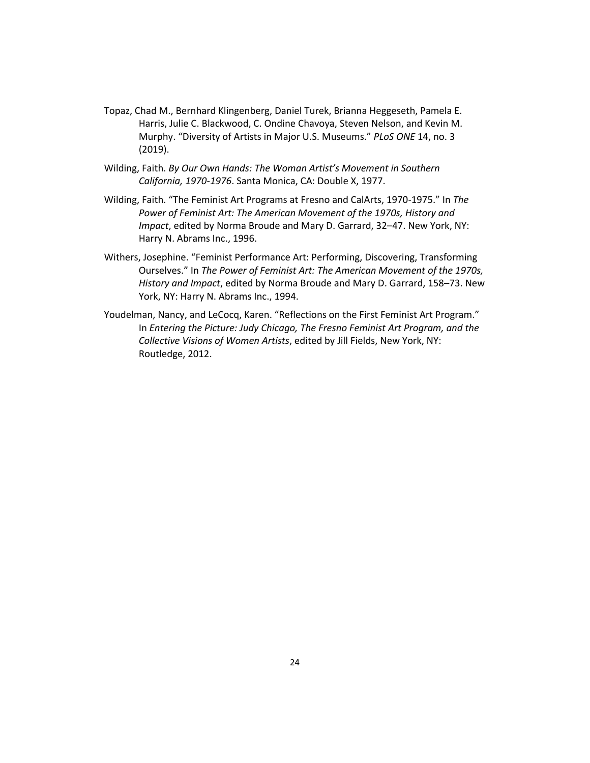Topaz, Chad M., Bernhard Klingenberg, Daniel Turek, Brianna Heggeseth, Pamela E. Harris, Julie C. Blackwood, C. Ondine Chavoya, Steven Nelson, and Kevin M. Murphy. "Diversity of Artists in Major U.S. Museums." *PLoS ONE* 14, no. 3 (2019).

Wilding, Faith. *By Our Own Hands: The Woman Artist's Movement in Southern California, 1970-1976*. Santa Monica, CA: Double X, 1977.

Wilding, Faith. "The Feminist Art Programs at Fresno and CalArts, 1970-1975." In *The Power of Feminist Art: The American Movement of the 1970s, History and Impact*, edited by Norma Broude and Mary D. Garrard, 32–47. New York, NY: Harry N. Abrams Inc., 1996.

Withers, Josephine. "Feminist Performance Art: Performing, Discovering, Transforming Ourselves." In *The Power of Feminist Art: The American Movement of the 1970s, History and Impact*, edited by Norma Broude and Mary D. Garrard, 158–73. New York, NY: Harry N. Abrams Inc., 1994.

Youdelman, Nancy, and LeCocq, Karen. "Reflections on the First Feminist Art Program." In *Entering the Picture: Judy Chicago, The Fresno Feminist Art Program, and the Collective Visions of Women Artists*, edited by Jill Fields, New York, NY: Routledge, 2012.